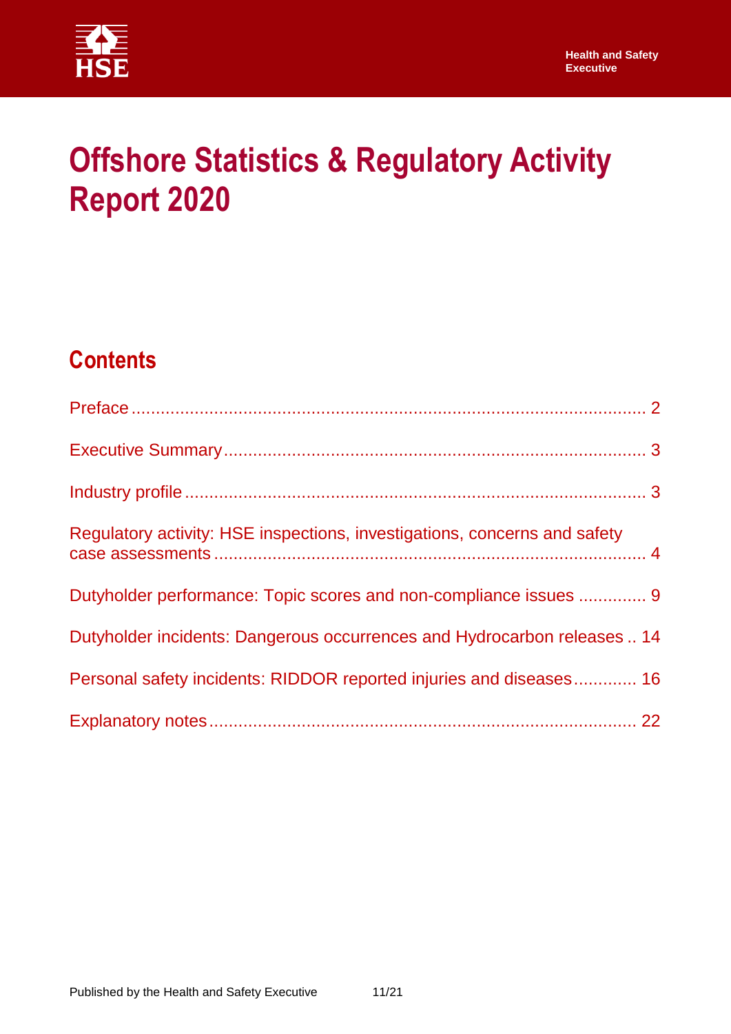Health and Safety Executive

# Offshore Statistics & Regulatory Activity Report 2020

## Contents

Preface ........................................................................................................ 2

Executive Summary ..................................................................................... 3

Industry profile ............................................................................................ 3

Regulatory activity: HSE inspections, investigations, concerns and safety case assessments ........................................................................................ 4

Dutyholder performance: Topic scores and non-compliance issues ............. 9

Dutyholder incidents: Dangerous occurrences and Hydrocarbon releases .. 14

Personal safety incidents: RIDDOR reported injuries and diseases............. 16

Explanatory notes ....................................................................................... 22

Published by the Health and Safety Executive 11/21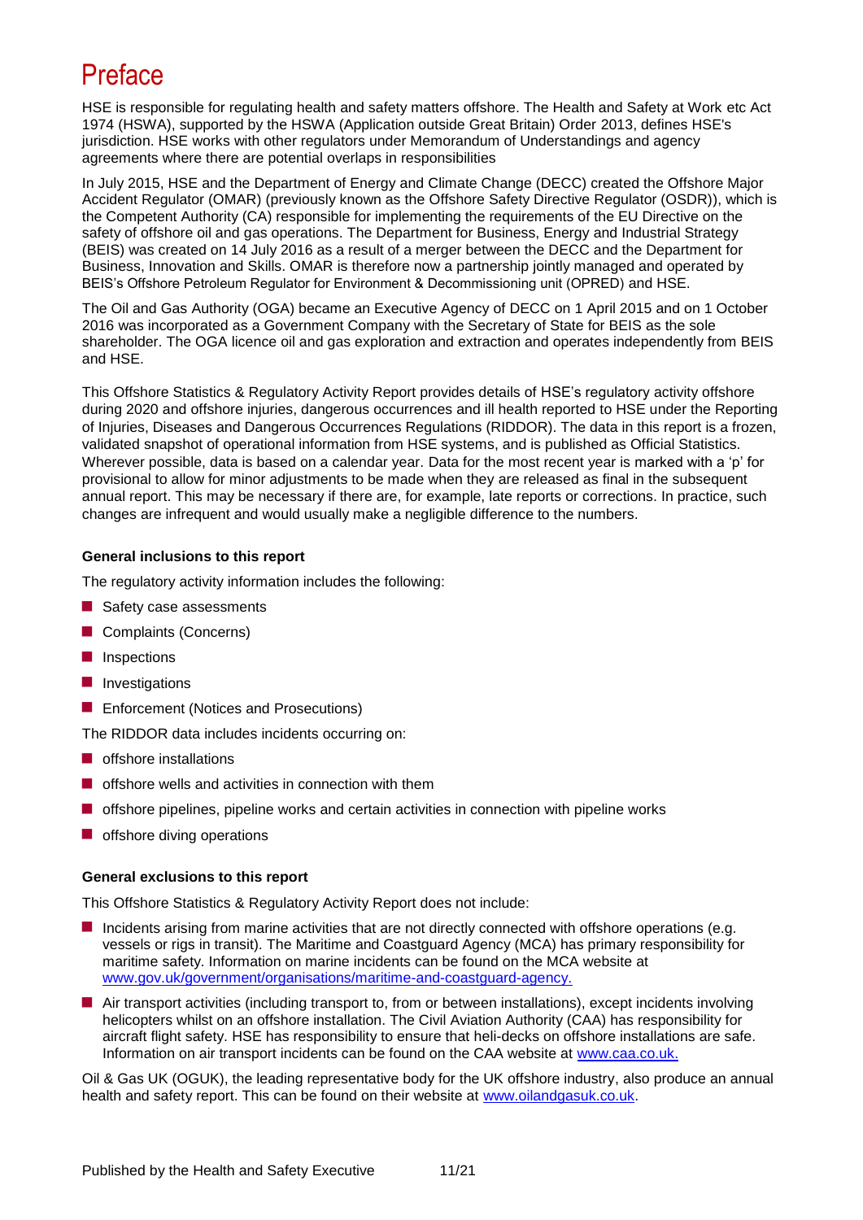# Preface

HSE is responsible for regulating health and safety matters offshore. The Health and Safety at Work etc Act 1974 (HSWA), supported by the HSWA (Application outside Great Britain) Order 2013, defines HSE's jurisdiction. HSE works with other regulators under Memorandum of Understandings and agency agreements where there are potential overlaps in responsibilities

In July 2015, HSE and the Department of Energy and Climate Change (DECC) created the Offshore Major Accident Regulator (OMAR) (previously known as the Offshore Safety Directive Regulator (OSDR)), which is the Competent Authority (CA) responsible for implementing the requirements of the EU Directive on the safety of offshore oil and gas operations. The Department for Business, Energy and Industrial Strategy (BEIS) was created on 14 July 2016 as a result of a merger between the DECC and the Department for Business, Innovation and Skills. OMAR is therefore now a partnership jointly managed and operated by BEIS's Offshore Petroleum Regulator for Environment & Decommissioning unit (OPRED) and HSE.

The Oil and Gas Authority (OGA) became an Executive Agency of DECC on 1 April 2015 and on 1 October 2016 was incorporated as a Government Company with the Secretary of State for BEIS as the sole shareholder. The OGA licence oil and gas exploration and extraction and operates independently from BEIS and HSE.

This Offshore Statistics & Regulatory Activity Report provides details of HSE's regulatory activity offshore during 2020 and offshore injuries, dangerous occurrences and ill health reported to HSE under the Reporting of Injuries, Diseases and Dangerous Occurrences Regulations (RIDDOR). The data in this report is a frozen, validated snapshot of operational information from HSE systems, and is published as Official Statistics. Wherever possible, data is based on a calendar year. Data for the most recent year is marked with a 'p' for provisional to allow for minor adjustments to be made when they are released as final in the subsequent annual report. This may be necessary if there are, for example, late reports or corrections. In practice, such changes are infrequent and would usually make a negligible difference to the numbers.

**General inclusions to this report**

The regulatory activity information includes the following:

- Safety case assessments
- Complaints (Concerns)
- Inspections
- Investigations
- Enforcement (Notices and Prosecutions)

The RIDDOR data includes incidents occurring on:

- offshore installations
- offshore wells and activities in connection with them
- offshore pipelines, pipeline works and certain activities in connection with pipeline works
- offshore diving operations

**General exclusions to this report**

This Offshore Statistics & Regulatory Activity Report does not include:

- Incidents arising from marine activities that are not directly connected with offshore operations (e.g. vessels or rigs in transit). The Maritime and Coastguard Agency (MCA) has primary responsibility for maritime safety. Information on marine incidents can be found on the MCA website at [www.gov.uk/government/organisations/maritime-and-coastguard-agency.](http://www.gov.uk/government/organisations/maritime-and-coastguard-agency)
- Air transport activities (including transport to, from or between installations), except incidents involving helicopters whilst on an offshore installation. The Civil Aviation Authority (CAA) has responsibility for aircraft flight safety. HSE has responsibility to ensure that heli-decks on offshore installations are safe. Information on air transport incidents can be found on the CAA website at [www.caa.co.uk.](http://www.caa.co.uk)

Oil & Gas UK (OGUK), the leading representative body for the UK offshore industry, also produce an annual health and safety report. This can be found on their website at [www.oilandgasuk.co.uk](http://www.oilandgasuk.co.uk).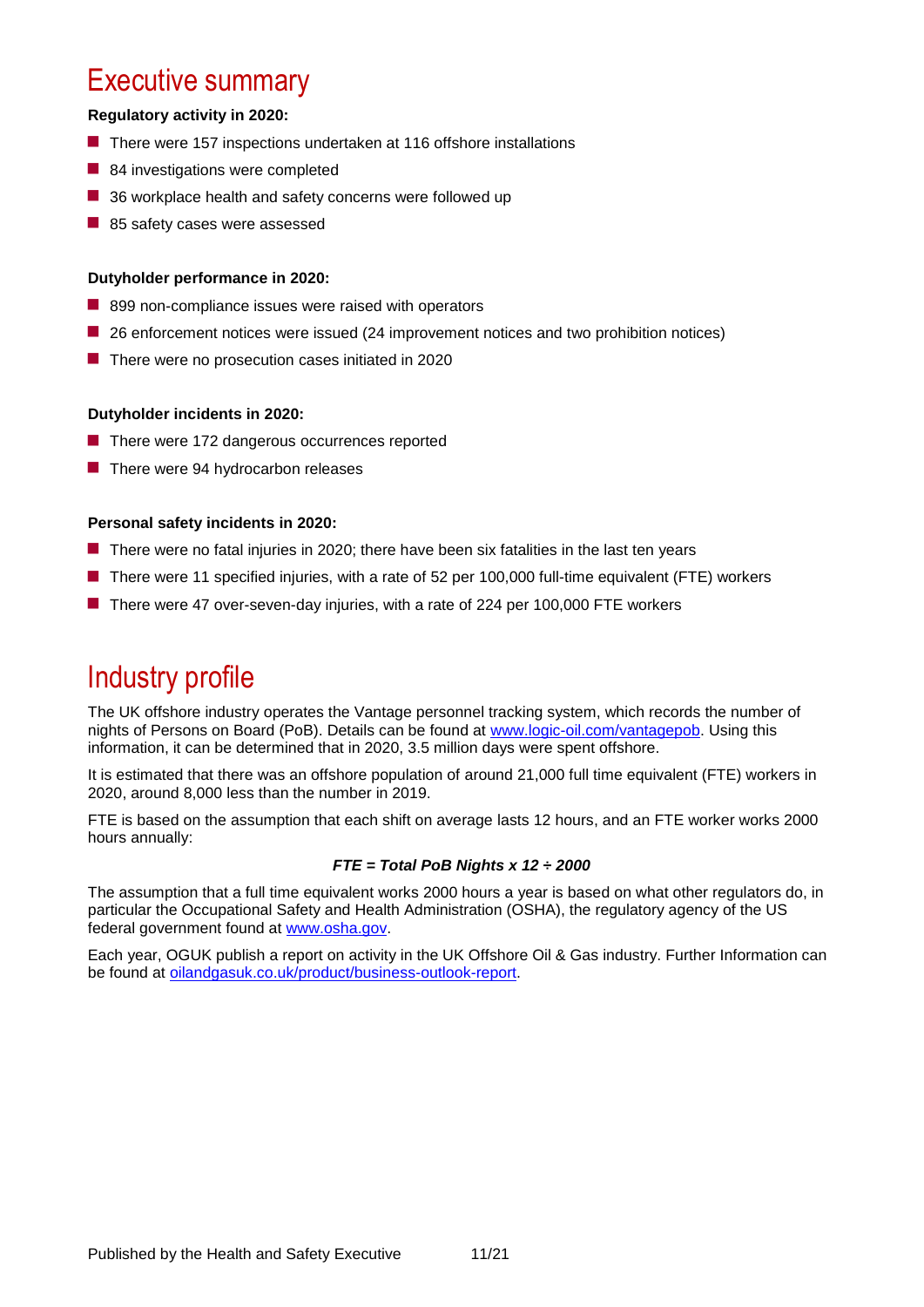# Executive summary

**Regulatory activity in 2020:**

- There were 157 inspections undertaken at 116 offshore installations
- 84 investigations were completed
- 36 workplace health and safety concerns were followed up
- 85 safety cases were assessed

**Dutyholder performance in 2020:**

- 899 non-compliance issues were raised with operators
- 26 enforcement notices were issued (24 improvement notices and two prohibition notices)
- There were no prosecution cases initiated in 2020

**Dutyholder incidents in 2020:**

- There were 172 dangerous occurrences reported
- There were 94 hydrocarbon releases

**Personal safety incidents in 2020:**

- There were no fatal injuries in 2020; there have been six fatalities in the last ten years
- There were 11 specified injuries, with a rate of 52 per 100,000 full-time equivalent (FTE) workers
- There were 47 over-seven-day injuries, with a rate of 224 per 100,000 FTE workers

# Industry profile

The UK offshore industry operates the Vantage personnel tracking system, which records the number of nights of Persons on Board (PoB). Details can be found at www.logic-oil.com/vantagepob. Using this information, it can be determined that in 2020, 3.5 million days were spent offshore.

It is estimated that there was an offshore population of around 21,000 full time equivalent (FTE) workers in 2020, around 8,000 less than the number in 2019.

FTE is based on the assumption that each shift on average lasts 12 hours, and an FTE worker works 2000 hours annually:

$$\text{FTE} = \text{Total PoB Nights} \times 12 \div 2000$$

The assumption that a full time equivalent works 2000 hours a year is based on what other regulators do, in particular the Occupational Safety and Health Administration (OSHA), the regulatory agency of the US federal government found at www.osha.gov.

Each year, OGUK publish a report on activity in the UK Offshore Oil & Gas industry. Further Information can be found at oilandgasuk.co.uk/product/business-outlook-report.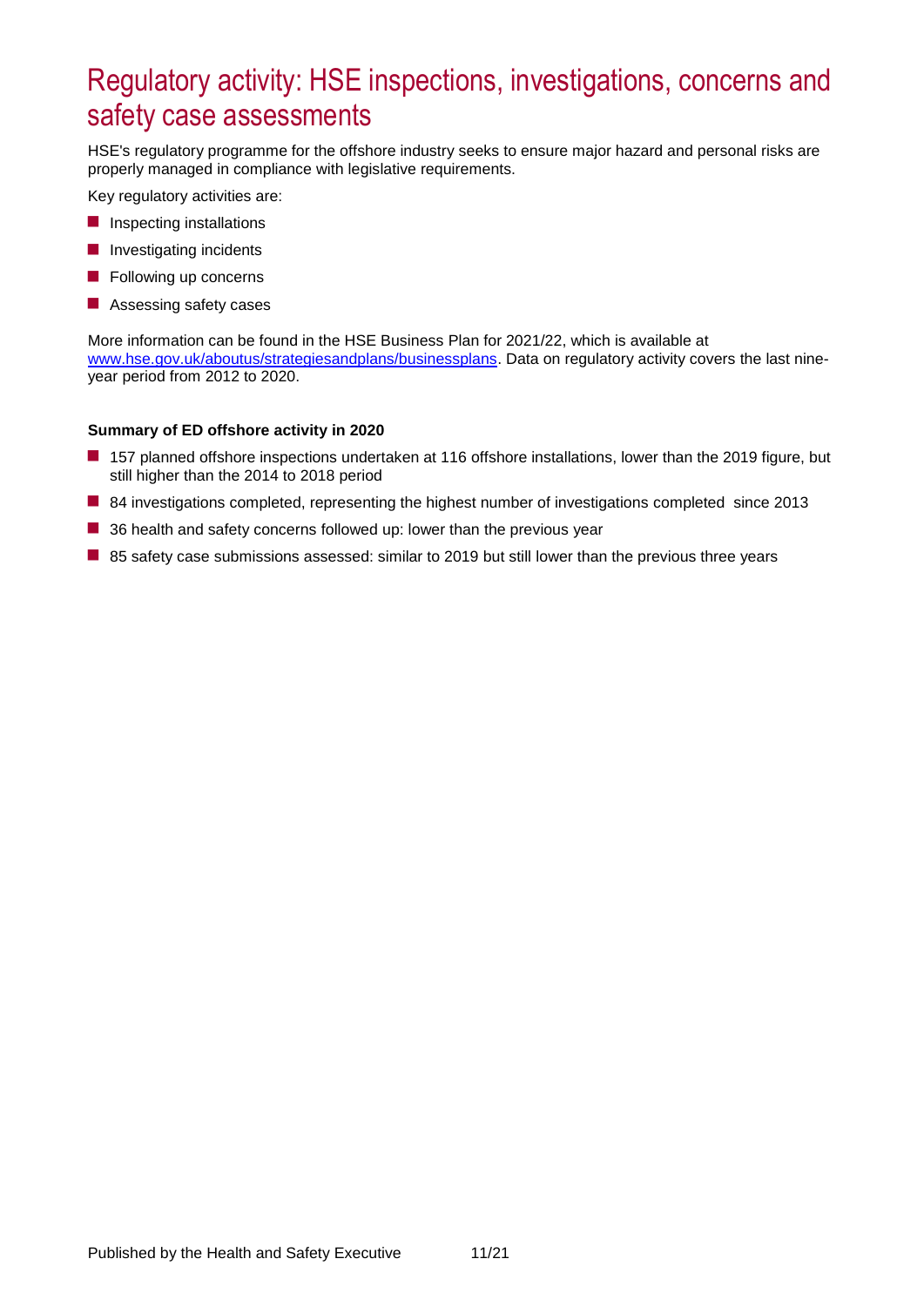# Regulatory activity: HSE inspections, investigations, concerns and safety case assessments

HSE's regulatory programme for the offshore industry seeks to ensure major hazard and personal risks are properly managed in compliance with legislative requirements.

Key regulatory activities are:

- Inspecting installations
- Investigating incidents
- Following up concerns
- Assessing safety cases

More information can be found in the HSE Business Plan for 2021/22, which is available at [www.hse.gov.uk/aboutus/strategiesandplans/businessplans](www.hse.gov.uk/aboutus/strategiesandplans/businessplans). Data on regulatory activity covers the last nine-year period from 2012 to 2020.

**Summary of ED offshore activity in 2020**

- 157 planned offshore inspections undertaken at 116 offshore installations, lower than the 2019 figure, but still higher than the 2014 to 2018 period
- 84 investigations completed, representing the highest number of investigations completed since 2013
- 36 health and safety concerns followed up: lower than the previous year
- 85 safety case submissions assessed: similar to 2019 but still lower than the previous three years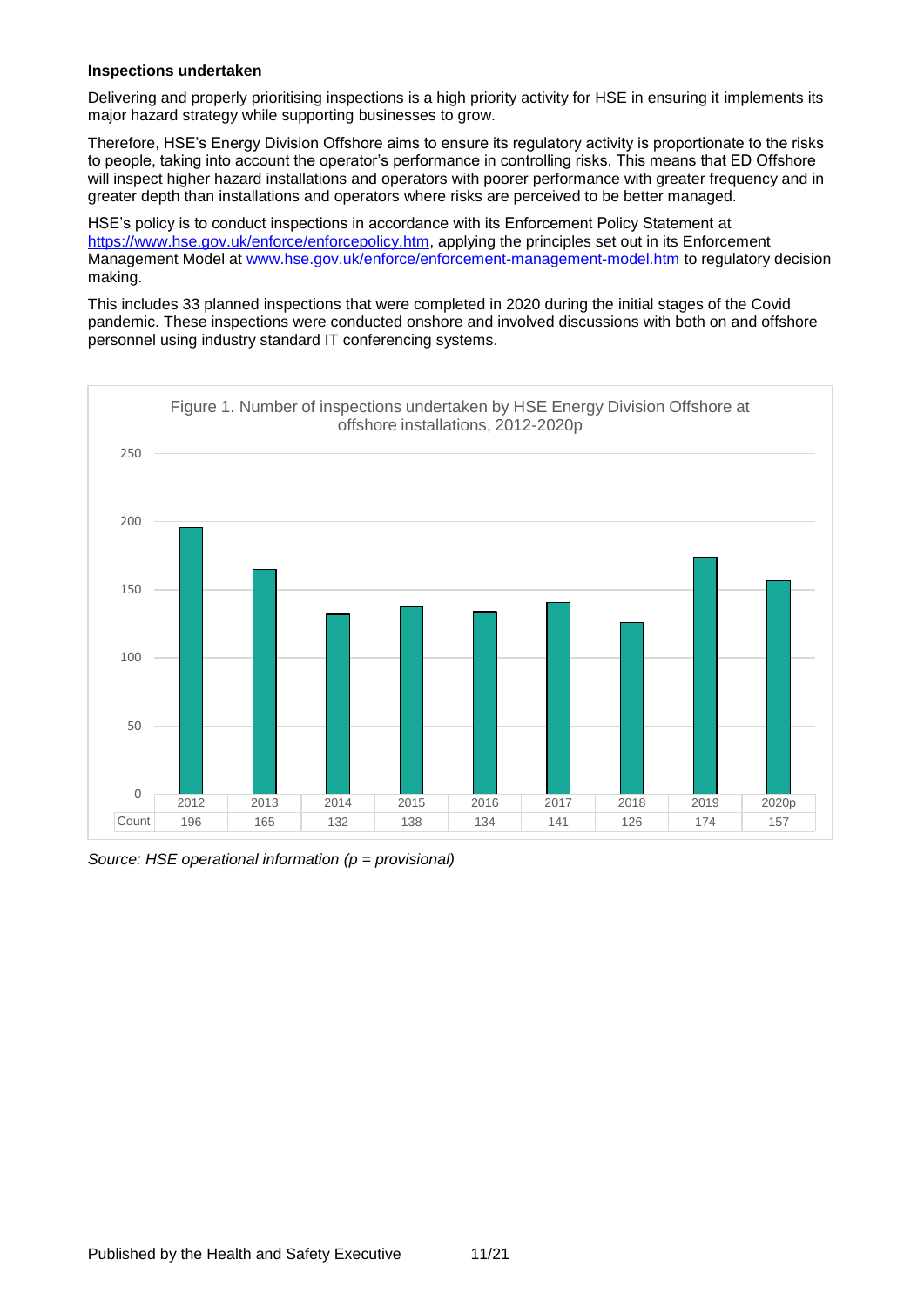**Inspections undertaken**

Delivering and properly prioritising inspections is a high priority activity for HSE in ensuring it implements its major hazard strategy while supporting businesses to grow.

Therefore, HSE's Energy Division Offshore aims to ensure its regulatory activity is proportionate to the risks to people, taking into account the operator's performance in controlling risks. This means that ED Offshore will inspect higher hazard installations and operators with poorer performance with greater frequency and in greater depth than installations and operators where risks are perceived to be better managed.

HSE's policy is to conduct inspections in accordance with its Enforcement Policy Statement at https://www.hse.gov.uk/enforce/enforcepolicy.htm, applying the principles set out in its Enforcement Management Model at www.hse.gov.uk/enforce/enforcement-management-model.htm to regulatory decision making.

This includes 33 planned inspections that were completed in 2020 during the initial stages of the Covid pandemic. These inspections were conducted onshore and involved discussions with both on and offshore personnel using industry standard IT conferencing systems.

Figure 1. Number of inspections undertaken by HSE Energy Division Offshore at offshore installations, 2012-2020p

| | 2012 | 2013 | 2014 | 2015 | 2016 | 2017 | 2018 | 2019 | 2020p |
|---|---|---|---|---|---|---|---|---|---|
| Count | 196 | 165 | 132 | 138 | 134 | 141 | 126 | 174 | 157 |

*Source: HSE operational information (p = provisional)*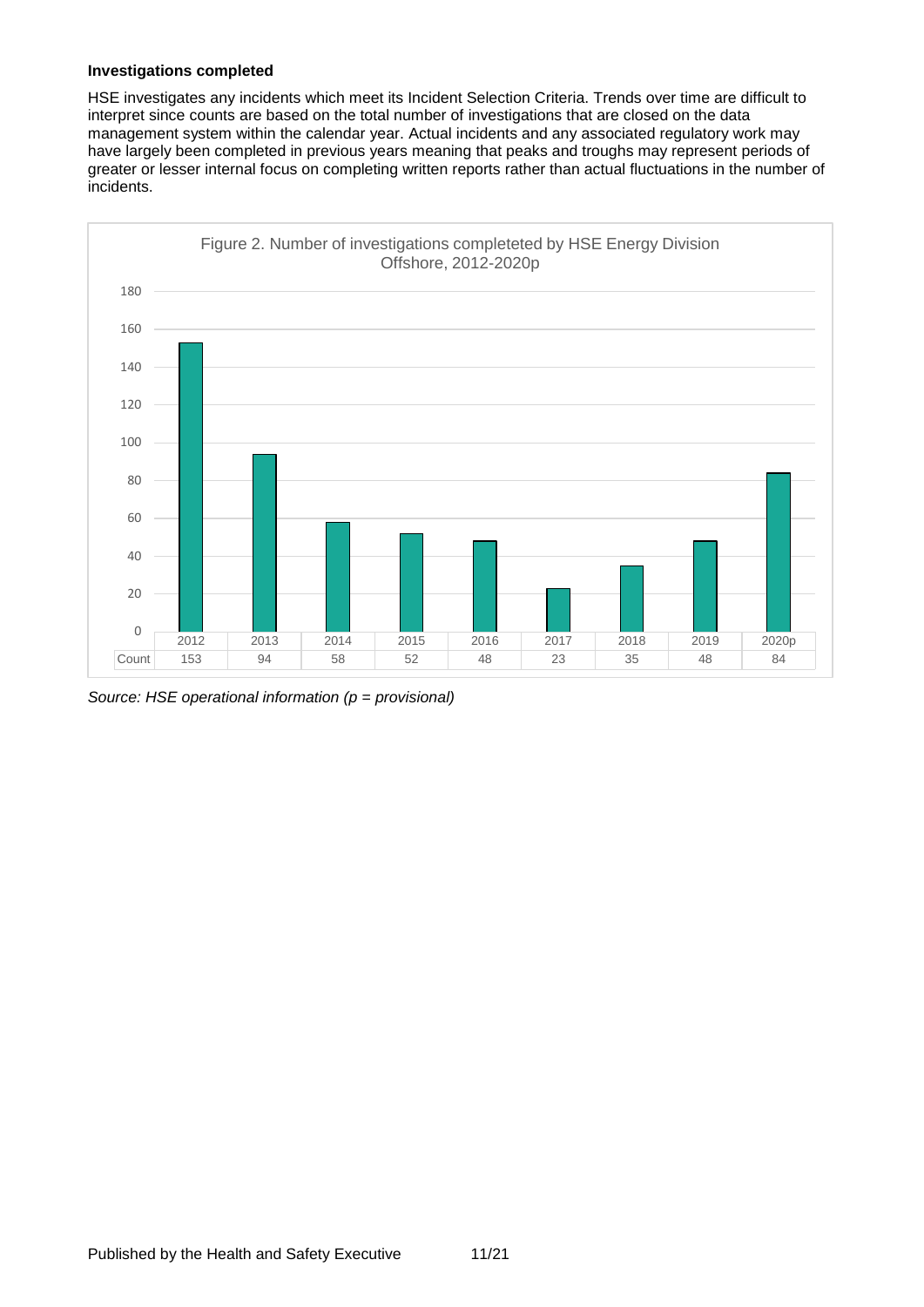**Investigations completed**

HSE investigates any incidents which meet its Incident Selection Criteria. Trends over time are difficult to interpret since counts are based on the total number of investigations that are closed on the data management system within the calendar year. Actual incidents and any associated regulatory work may have largely been completed in previous years meaning that peaks and troughs may represent periods of greater or lesser internal focus on completing written reports rather than actual fluctuations in the number of incidents.

Figure 2. Number of investigations completeted by HSE Energy Division Offshore, 2012-2020p

| | 2012 | 2013 | 2014 | 2015 | 2016 | 2017 | 2018 | 2019 | 2020p |
|---|---|---|---|---|---|---|---|---|---|
| Count | 153 | 94 | 58 | 52 | 48 | 23 | 35 | 48 | 84 |

*Source: HSE operational information (p = provisional)*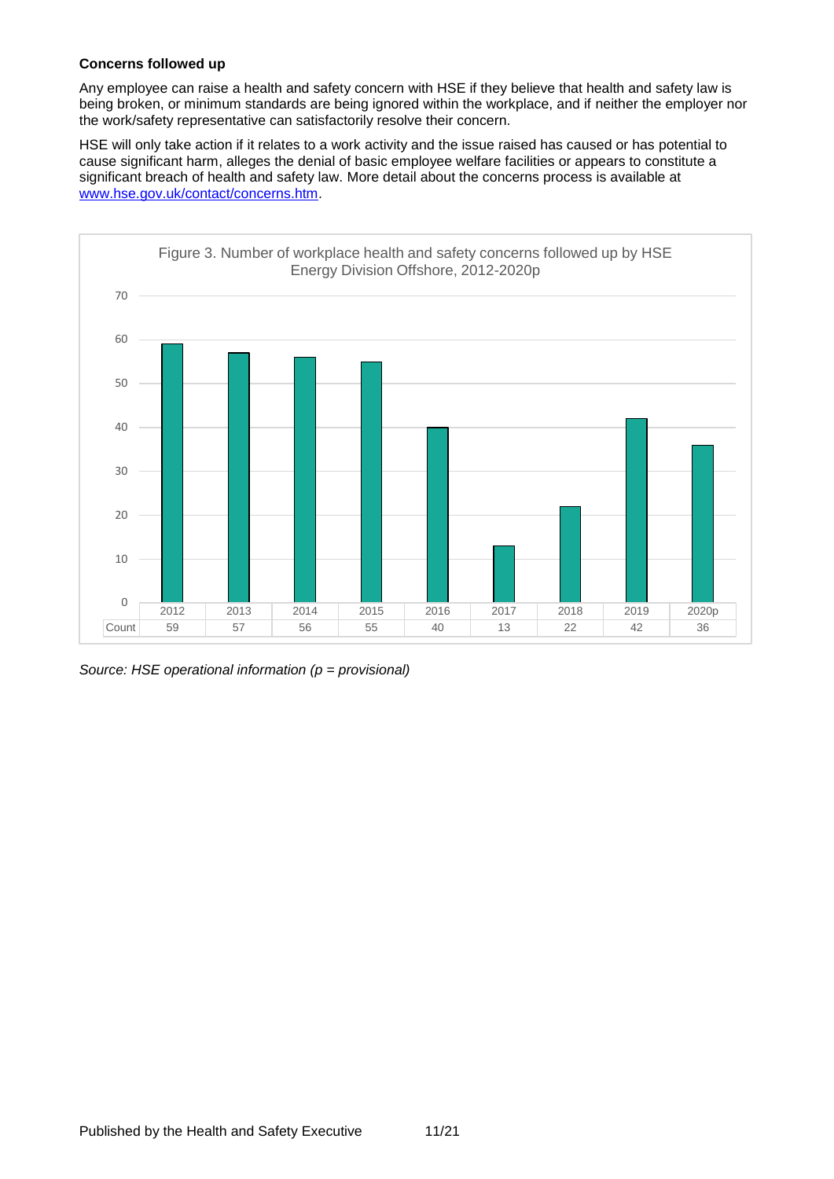**Concerns followed up**

Any employee can raise a health and safety concern with HSE if they believe that health and safety law is being broken, or minimum standards are being ignored within the workplace, and if neither the employer nor the work/safety representative can satisfactorily resolve their concern.

HSE will only take action if it relates to a work activity and the issue raised has caused or has potential to cause significant harm, alleges the denial of basic employee welfare facilities or appears to constitute a significant breach of health and safety law. More detail about the concerns process is available at [www.hse.gov.uk/contact/concerns.htm](http://www.hse.gov.uk/contact/concerns.htm).

Figure 3. Number of workplace health and safety concerns followed up by HSE Energy Division Offshore, 2012-2020p

| | 2012 | 2013 | 2014 | 2015 | 2016 | 2017 | 2018 | 2019 | 2020p |
|---|---|---|---|---|---|---|---|---|---|
| Count | 59 | 57 | 56 | 55 | 40 | 13 | 22 | 42 | 36 |

*Source: HSE operational information (p = provisional)*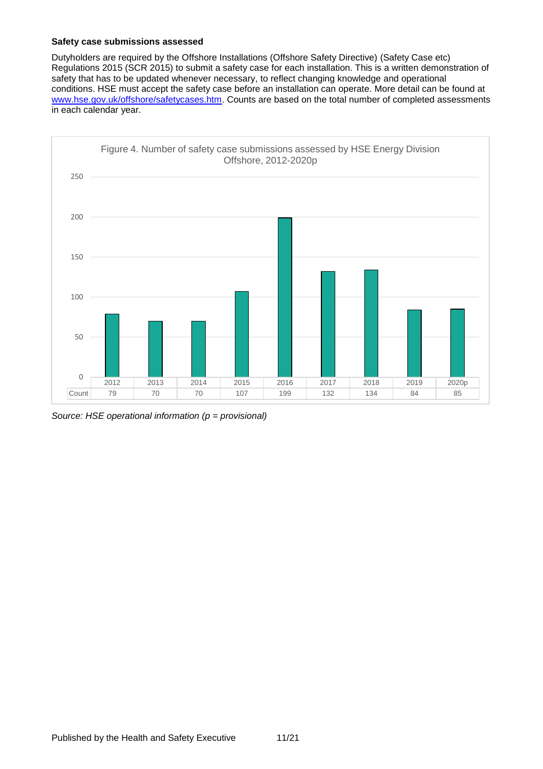**Safety case submissions assessed**

Dutyholders are required by the Offshore Installations (Offshore Safety Directive) (Safety Case etc) Regulations 2015 (SCR 2015) to submit a safety case for each installation. This is a written demonstration of safety that has to be updated whenever necessary, to reflect changing knowledge and operational conditions. HSE must accept the safety case before an installation can operate. More detail can be found at [www.hse.gov.uk/offshore/safetycases.htm](www.hse.gov.uk/offshore/safetycases.htm). Counts are based on the total number of completed assessments in each calendar year.

Figure 4. Number of safety case submissions assessed by HSE Energy Division Offshore, 2012-2020p

| | 2012 | 2013 | 2014 | 2015 | 2016 | 2017 | 2018 | 2019 | 2020p |
|---|---|---|---|---|---|---|---|---|---|
| Count | 79 | 70 | 70 | 107 | 199 | 132 | 134 | 84 | 85 |

*Source: HSE operational information (p = provisional)*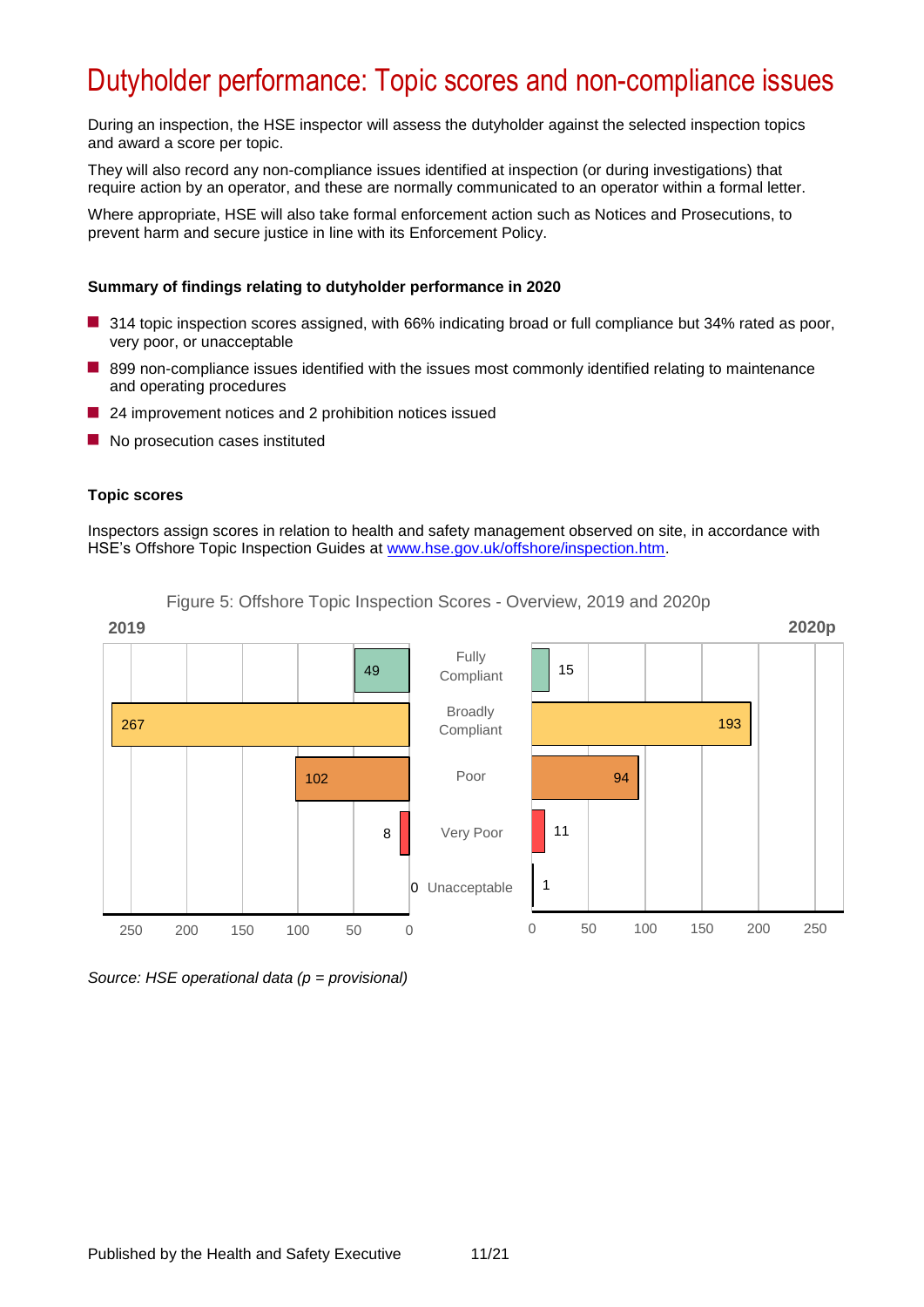# Dutyholder performance: Topic scores and non-compliance issues

During an inspection, the HSE inspector will assess the dutyholder against the selected inspection topics and award a score per topic.

They will also record any non-compliance issues identified at inspection (or during investigations) that require action by an operator, and these are normally communicated to an operator within a formal letter.

Where appropriate, HSE will also take formal enforcement action such as Notices and Prosecutions, to prevent harm and secure justice in line with its Enforcement Policy.

**Summary of findings relating to dutyholder performance in 2020**

- 314 topic inspection scores assigned, with 66% indicating broad or full compliance but 34% rated as poor, very poor, or unacceptable
- 899 non-compliance issues identified with the issues most commonly identified relating to maintenance and operating procedures
- 24 improvement notices and 2 prohibition notices issued
- No prosecution cases instituted

**Topic scores**

Inspectors assign scores in relation to health and safety management observed on site, in accordance with HSE's Offshore Topic Inspection Guides at [www.hse.gov.uk/offshore/inspection.htm](www.hse.gov.uk/offshore/inspection.htm).

Figure 5: Offshore Topic Inspection Scores - Overview, 2019 and 2020p

| Score | 2019 | 2020p |
|---|---|---|
| Fully Compliant | 49 | 15 |
| Broadly Compliant | 267 | 193 |
| Poor | 102 | 94 |
| Very Poor | 8 | 11 |
| Unacceptable | 0 | 1 |

*Source: HSE operational data (p = provisional)*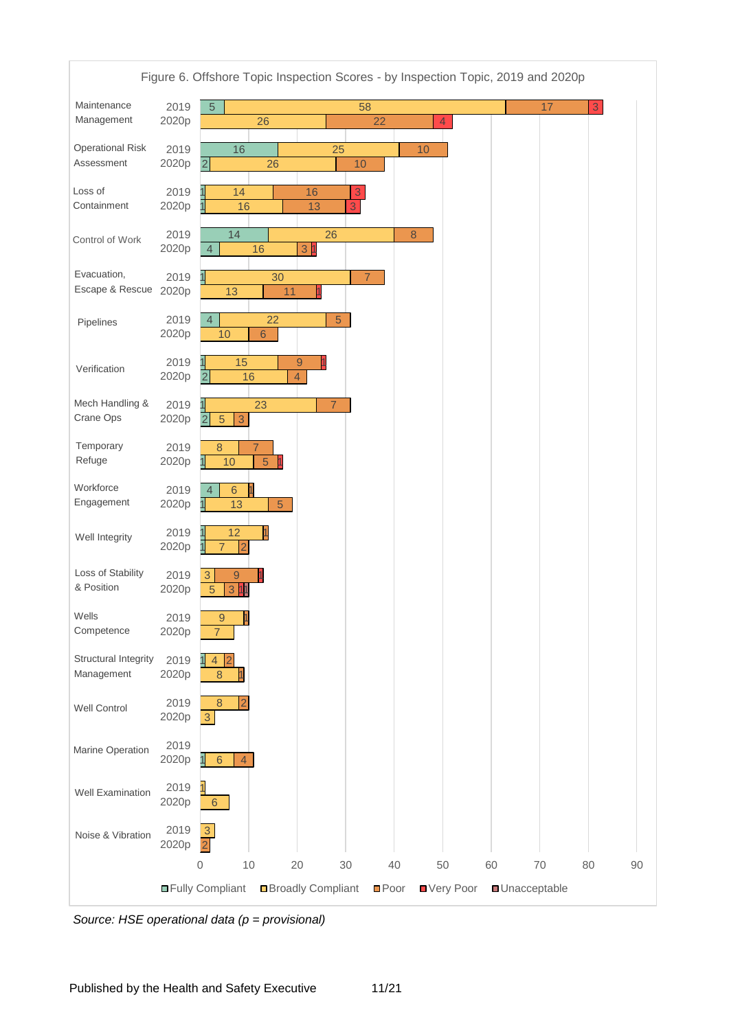Figure 6. Offshore Topic Inspection Scores - by Inspection Topic, 2019 and 2020p

| Inspection Topic | Year | Fully Compliant | Broadly Compliant | Poor | Very Poor | Unacceptable |
|---|---|---|---|---|---|---|
| Maintenance Management | 2019 | 5 | 58 | 17 | 3 | |
| | 2020p | | 26 | 22 | 4 | |
| Operational Risk Assessment | 2019 | 16 | 25 | 10 | | |
| | 2020p | 2 | 26 | 10 | | |
| Loss of Containment | 2019 | 1 | 14 | 16 | 3 | |
| | 2020p | 1 | 16 | 13 | 3 | |
| Control of Work | 2019 | 14 | 26 | 8 | | |
| | 2020p | 4 | 16 | 3 | 1 | |
| Evacuation, Escape & Rescue | 2019 | 1 | 30 | 7 | | |
| | 2020p | | 13 | 11 | 1 | |
| Pipelines | 2019 | 4 | 22 | 5 | | |
| | 2020p | | 10 | 6 | | |
| Verification | 2019 | 1 | 15 | 9 | 1 | |
| | 2020p | 2 | 16 | 4 | | |
| Mech Handling & Crane Ops | 2019 | 1 | 23 | 7 | | |
| | 2020p | 2 | 5 | 3 | | |
| Temporary Refuge | 2019 | | 8 | 7 | | |
| | 2020p | 1 | 10 | 5 | 1 | |
| Workforce Engagement | 2019 | 4 | 6 | 1 | | |
| | 2020p | 1 | 13 | 5 | | |
| Well Integrity | 2019 | 1 | 12 | 1 | | |
| | 2020p | 1 | 7 | 2 | | |
| Loss of Stability & Position | 2019 | | 3 | 9 | 1 | |
| | 2020p | | 5 | 3 | 1 | 1 |
| Wells Competence | 2019 | | 9 | 1 | | |
| | 2020p | | 7 | | | |
| Structural Integrity Management | 2019 | 1 | 4 | 2 | | |
| | 2020p | | 8 | 1 | | |
| Well Control | 2019 | | 8 | 2 | | |
| | 2020p | | 3 | | | |
| Marine Operation | 2019 | | | | | |
| | 2020p | 1 | 6 | 4 | | |
| Well Examination | 2019 | | 1 | | | |
| | 2020p | | 6 | | | |
| Noise & Vibration | 2019 | | 3 | | | |
| | 2020p | | | 2 | | |

*Source: HSE operational data (p = provisional)*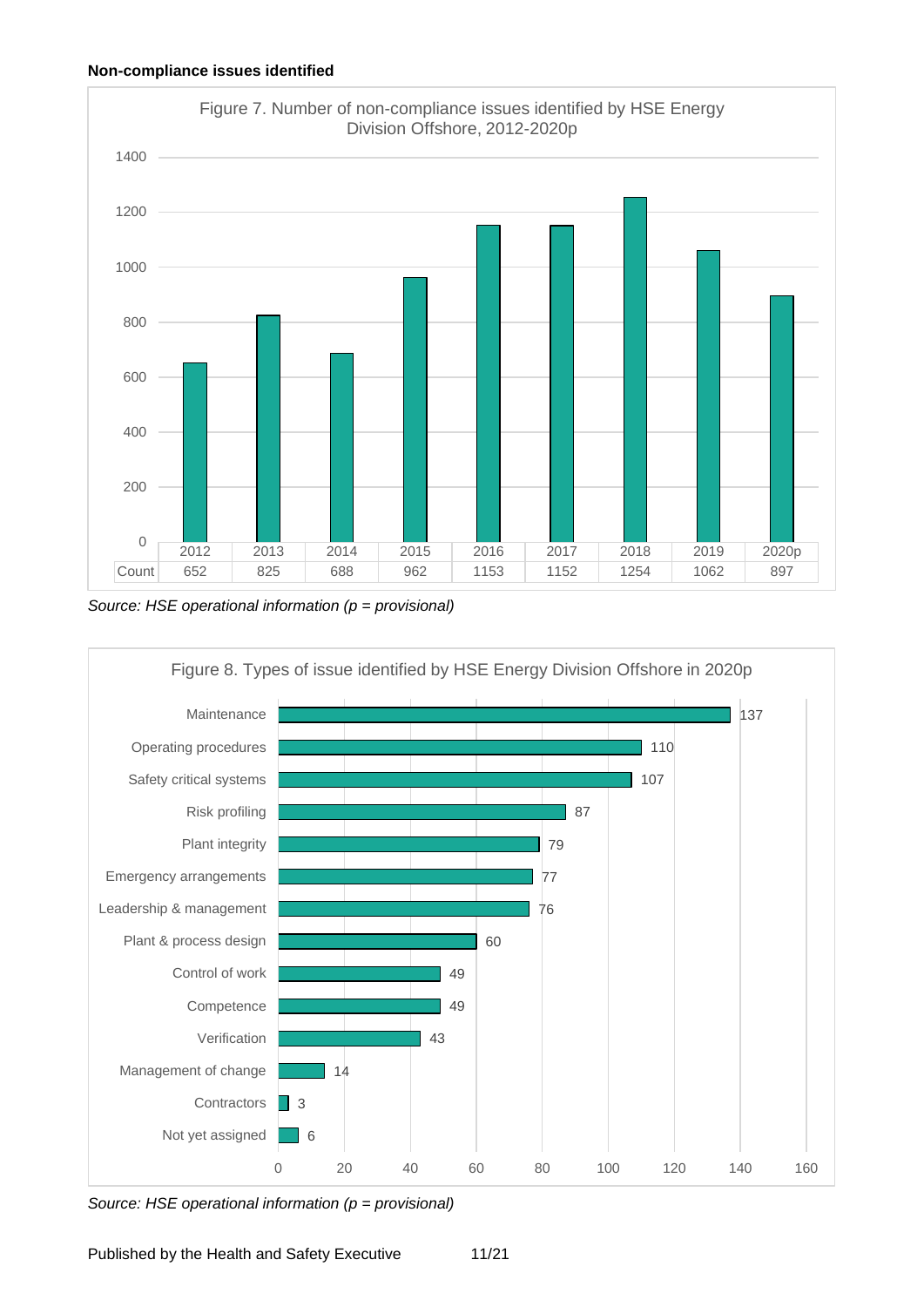**Non-compliance issues identified**

Figure 7. Number of non-compliance issues identified by HSE Energy Division Offshore, 2012-2020p

| | 2012 | 2013 | 2014 | 2015 | 2016 | 2017 | 2018 | 2019 | 2020p |
|---|---|---|---|---|---|---|---|---|---|
| Count | 652 | 825 | 688 | 962 | 1153 | 1152 | 1254 | 1062 | 897 |

*Source: HSE operational information (p = provisional)*

Figure 8. Types of issue identified by HSE Energy Division Offshore in 2020p

| Type of issue | Count |
|---|---|
| Maintenance | 137 |
| Operating procedures | 110 |
| Safety critical systems | 107 |
| Risk profiling | 87 |
| Plant integrity | 79 |
| Emergency arrangements | 77 |
| Leadership & management | 76 |
| Plant & process design | 60 |
| Control of work | 49 |
| Competence | 49 |
| Verification | 43 |
| Management of change | 14 |
| Contractors | 3 |
| Not yet assigned | 6 |

*Source: HSE operational information (p = provisional)*

Published by the Health and Safety Executive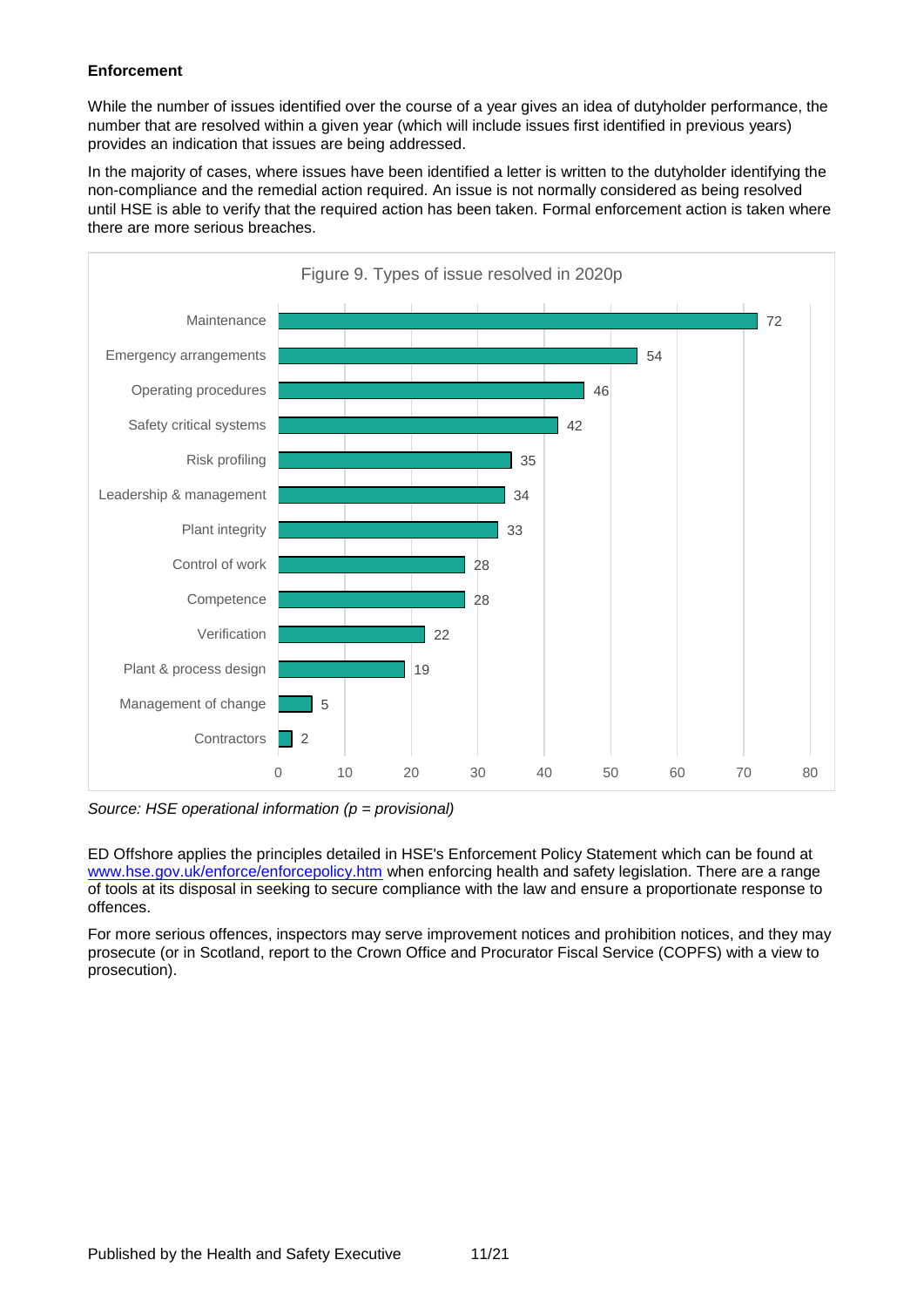**Enforcement**

While the number of issues identified over the course of a year gives an idea of dutyholder performance, the number that are resolved within a given year (which will include issues first identified in previous years) provides an indication that issues are being addressed.

In the majority of cases, where issues have been identified a letter is written to the dutyholder identifying the non-compliance and the remedial action required. An issue is not normally considered as being resolved until HSE is able to verify that the required action has been taken. Formal enforcement action is taken where there are more serious breaches.

Figure 9. Types of issue resolved in 2020p

| Type of issue | Number |
|---|---|
| Maintenance | 72 |
| Emergency arrangements | 54 |
| Operating procedures | 46 |
| Safety critical systems | 42 |
| Risk profiling | 35 |
| Leadership & management | 34 |
| Plant integrity | 33 |
| Control of work | 28 |
| Competence | 28 |
| Verification | 22 |
| Plant & process design | 19 |
| Management of change | 5 |
| Contractors | 2 |

*Source: HSE operational information (p = provisional)*

ED Offshore applies the principles detailed in HSE's Enforcement Policy Statement which can be found at www.hse.gov.uk/enforce/enforcepolicy.htm when enforcing health and safety legislation. There are a range of tools at its disposal in seeking to secure compliance with the law and ensure a proportionate response to offences.

For more serious offences, inspectors may serve improvement notices and prohibition notices, and they may prosecute (or in Scotland, report to the Crown Office and Procurator Fiscal Service (COPFS) with a view to prosecution).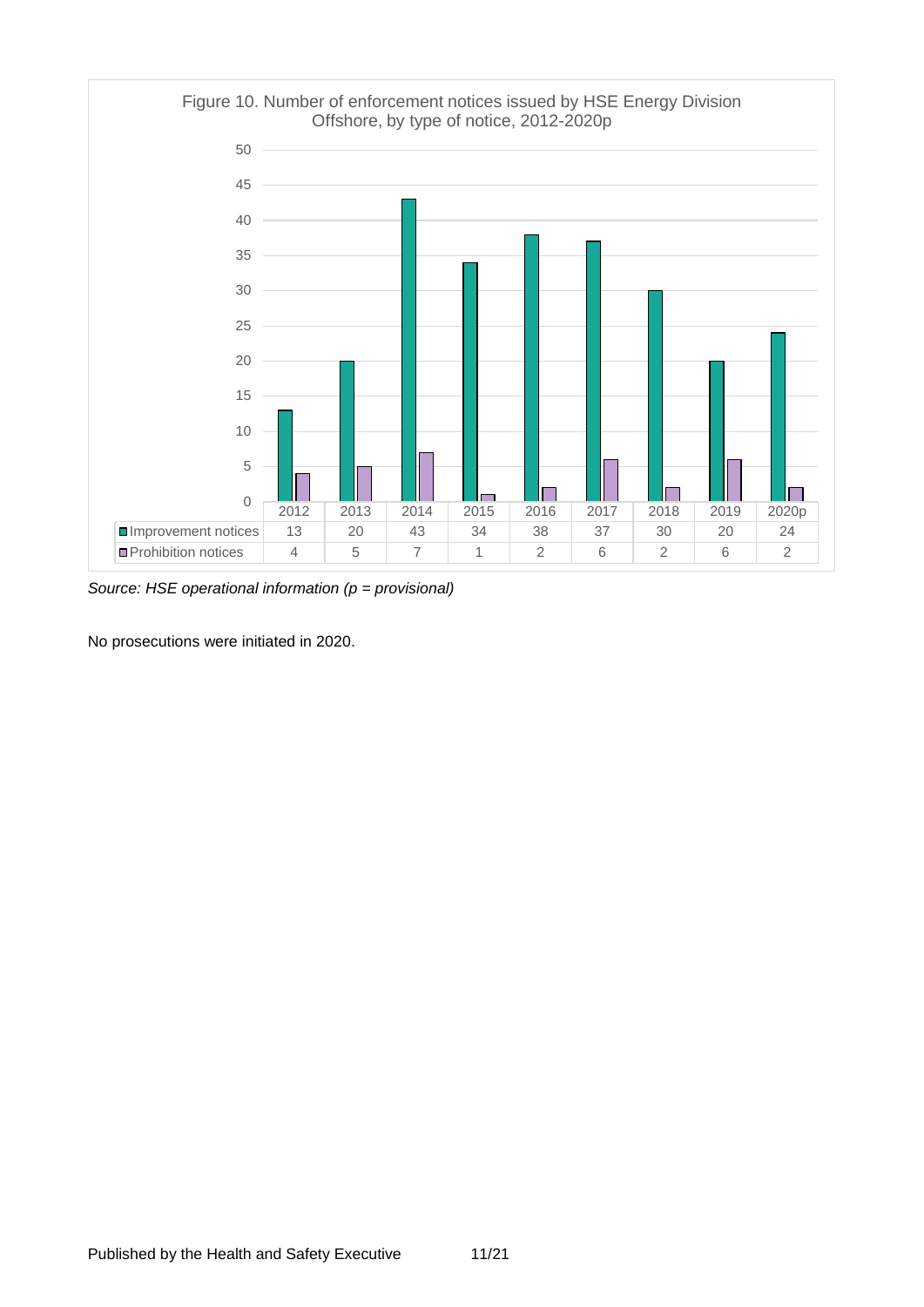Figure 10. Number of enforcement notices issued by HSE Energy Division Offshore, by type of notice, 2012-2020p

| | 2012 | 2013 | 2014 | 2015 | 2016 | 2017 | 2018 | 2019 | 2020p |
|---|---|---|---|---|---|---|---|---|---|
| Improvement notices | 13 | 20 | 43 | 34 | 38 | 37 | 30 | 20 | 24 |
| Prohibition notices | 4 | 5 | 7 | 1 | 2 | 6 | 2 | 6 | 2 |

*Source: HSE operational information (p = provisional)*

No prosecutions were initiated in 2020.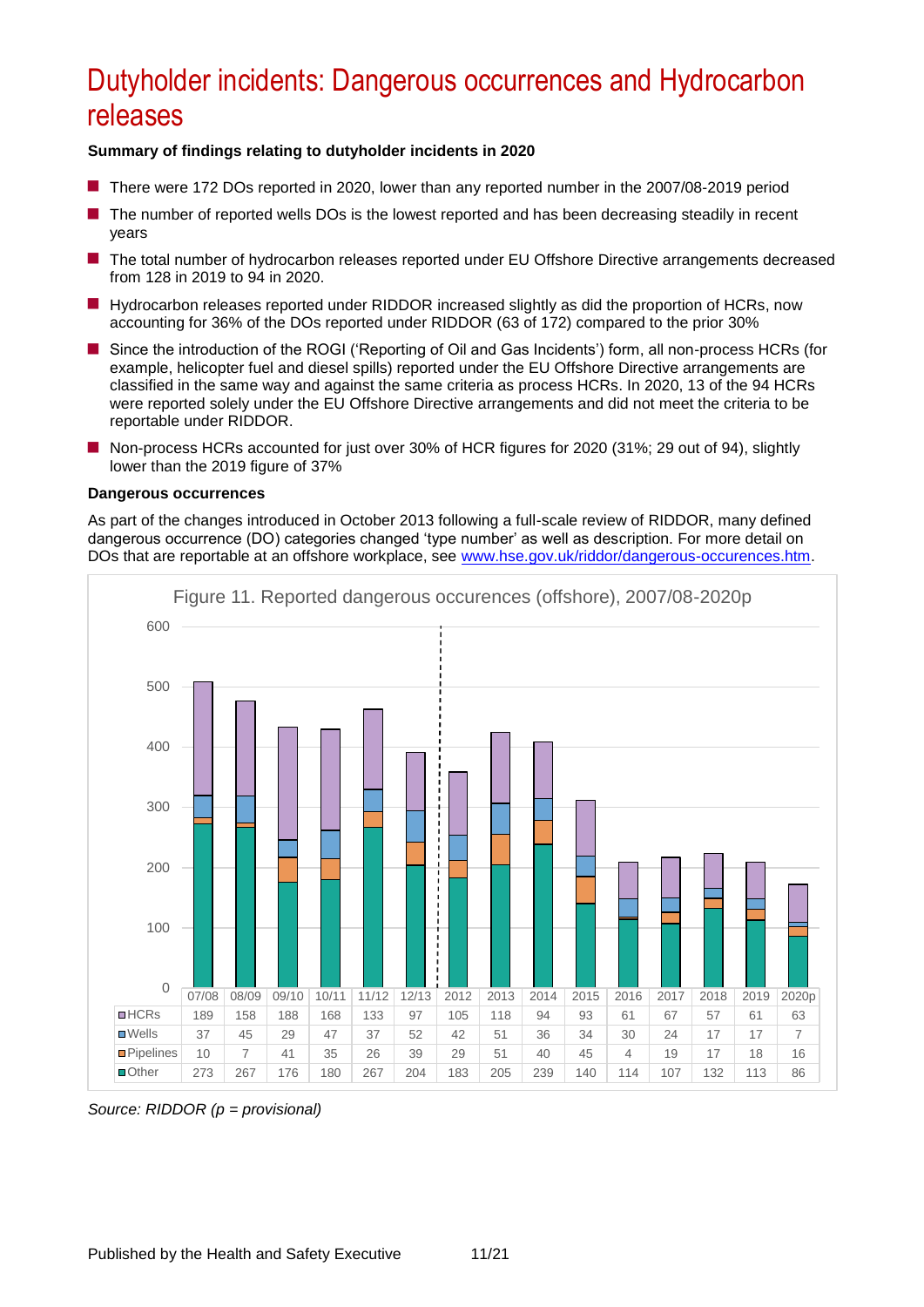# Dutyholder incidents: Dangerous occurrences and Hydrocarbon releases

**Summary of findings relating to dutyholder incidents in 2020**

- There were 172 DOs reported in 2020, lower than any reported number in the 2007/08-2019 period
- The number of reported wells DOs is the lowest reported and has been decreasing steadily in recent years
- The total number of hydrocarbon releases reported under EU Offshore Directive arrangements decreased from 128 in 2019 to 94 in 2020.
- Hydrocarbon releases reported under RIDDOR increased slightly as did the proportion of HCRs, now accounting for 36% of the DOs reported under RIDDOR (63 of 172) compared to the prior 30%
- Since the introduction of the ROGI ('Reporting of Oil and Gas Incidents') form, all non-process HCRs (for example, helicopter fuel and diesel spills) reported under the EU Offshore Directive arrangements are classified in the same way and against the same criteria as process HCRs. In 2020, 13 of the 94 HCRs were reported solely under the EU Offshore Directive arrangements and did not meet the criteria to be reportable under RIDDOR.
- Non-process HCRs accounted for just over 30% of HCR figures for 2020 (31%; 29 out of 94), slightly lower than the 2019 figure of 37%

**Dangerous occurrences**

As part of the changes introduced in October 2013 following a full-scale review of RIDDOR, many defined dangerous occurrence (DO) categories changed 'type number' as well as description. For more detail on DOs that are reportable at an offshore workplace, see www.hse.gov.uk/riddor/dangerous-occurences.htm.

Figure 11. Reported dangerous occurences (offshore), 2007/08-2020p

| | 07/08 | 08/09 | 09/10 | 10/11 | 11/12 | 12/13 | 2012 | 2013 | 2014 | 2015 | 2016 | 2017 | 2018 | 2019 | 2020p |
|---|---|---|---|---|---|---|---|---|---|---|---|---|---|---|---|
| HCRs | 189 | 158 | 188 | 168 | 133 | 97 | 105 | 118 | 94 | 93 | 61 | 67 | 57 | 61 | 63 |
| Wells | 37 | 45 | 29 | 47 | 37 | 52 | 42 | 51 | 36 | 34 | 30 | 24 | 17 | 17 | 7 |
| Pipelines | 10 | 7 | 41 | 35 | 26 | 39 | 29 | 51 | 40 | 45 | 4 | 19 | 17 | 18 | 16 |
| Other | 273 | 267 | 176 | 180 | 267 | 204 | 183 | 205 | 239 | 140 | 114 | 107 | 132 | 113 | 86 |

*Source: RIDDOR (p = provisional)*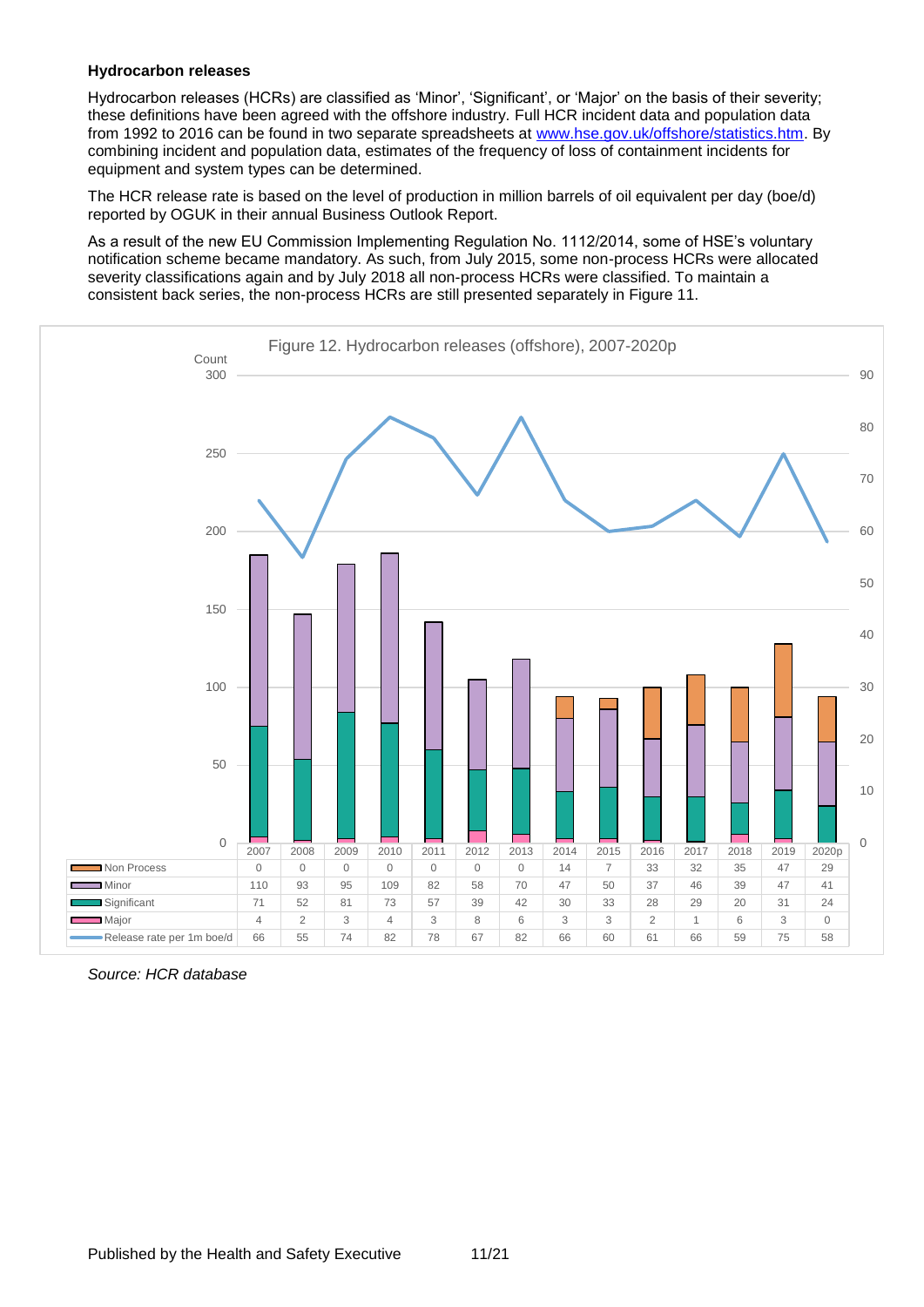**Hydrocarbon releases**

Hydrocarbon releases (HCRs) are classified as 'Minor', 'Significant', or 'Major' on the basis of their severity; these definitions have been agreed with the offshore industry. Full HCR incident data and population data from 1992 to 2016 can be found in two separate spreadsheets at www.hse.gov.uk/offshore/statistics.htm. By combining incident and population data, estimates of the frequency of loss of containment incidents for equipment and system types can be determined.

The HCR release rate is based on the level of production in million barrels of oil equivalent per day (boe/d) reported by OGUK in their annual Business Outlook Report.

As a result of the new EU Commission Implementing Regulation No. 1112/2014, some of HSE's voluntary notification scheme became mandatory. As such, from July 2015, some non-process HCRs were allocated severity classifications again and by July 2018 all non-process HCRs were classified. To maintain a consistent back series, the non-process HCRs are still presented separately in Figure 11.

Figure 12. Hydrocarbon releases (offshore), 2007-2020p

| | 2007 | 2008 | 2009 | 2010 | 2011 | 2012 | 2013 | 2014 | 2015 | 2016 | 2017 | 2018 | 2019 | 2020p |
|---|---|---|---|---|---|---|---|---|---|---|---|---|---|---|
| Non Process | 0 | 0 | 0 | 0 | 0 | 0 | 0 | 14 | 7 | 33 | 32 | 35 | 47 | 29 |
| Minor | 110 | 93 | 95 | 109 | 82 | 58 | 70 | 47 | 50 | 37 | 46 | 39 | 47 | 41 |
| Significant | 71 | 52 | 81 | 73 | 57 | 39 | 42 | 30 | 33 | 28 | 29 | 20 | 31 | 24 |
| Major | 4 | 2 | 3 | 4 | 3 | 8 | 6 | 3 | 3 | 2 | 1 | 6 | 3 | 0 |
| Release rate per 1m boe/d | 66 | 55 | 74 | 82 | 78 | 67 | 82 | 66 | 60 | 61 | 66 | 59 | 75 | 58 |

*Source: HCR database*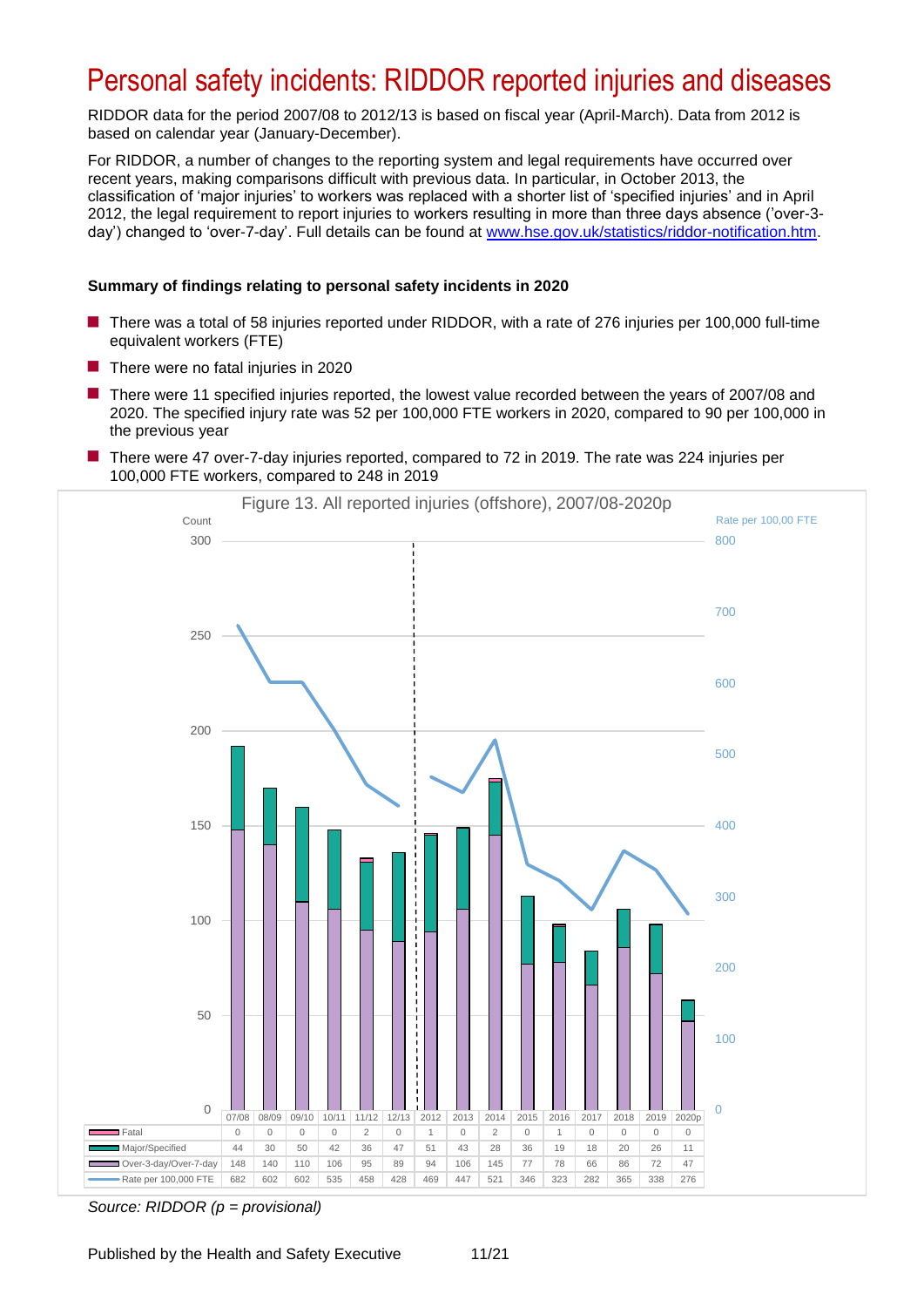# Personal safety incidents: RIDDOR reported injuries and diseases

RIDDOR data for the period 2007/08 to 2012/13 is based on fiscal year (April-March). Data from 2012 is based on calendar year (January-December).

For RIDDOR, a number of changes to the reporting system and legal requirements have occurred over recent years, making comparisons difficult with previous data. In particular, in October 2013, the classification of 'major injuries' to workers was replaced with a shorter list of 'specified injuries' and in April 2012, the legal requirement to report injuries to workers resulting in more than three days absence ('over-3-day') changed to 'over-7-day'. Full details can be found at www.hse.gov.uk/statistics/riddor-notification.htm.

**Summary of findings relating to personal safety incidents in 2020**

- There was a total of 58 injuries reported under RIDDOR, with a rate of 276 injuries per 100,000 full-time equivalent workers (FTE)
- There were no fatal injuries in 2020
- There were 11 specified injuries reported, the lowest value recorded between the years of 2007/08 and 2020. The specified injury rate was 52 per 100,000 FTE workers in 2020, compared to 90 per 100,000 in the previous year
- There were 47 over-7-day injuries reported, compared to 72 in 2019. The rate was 224 injuries per 100,000 FTE workers, compared to 248 in 2019

Figure 13. All reported injuries (offshore), 2007/08-2020p

| | 07/08 | 08/09 | 09/10 | 10/11 | 11/12 | 12/13 | 2012 | 2013 | 2014 | 2015 | 2016 | 2017 | 2018 | 2019 | 2020p |
|---|---|---|---|---|---|---|---|---|---|---|---|---|---|---|---|
| Fatal | 0 | 0 | 0 | 0 | 2 | 0 | 1 | 0 | 2 | 0 | 1 | 0 | 0 | 0 | 0 |
| Major/Specified | 44 | 30 | 50 | 42 | 36 | 47 | 51 | 43 | 28 | 36 | 19 | 18 | 20 | 26 | 11 |
| Over-3-day/Over-7-day | 148 | 140 | 110 | 106 | 95 | 89 | 94 | 106 | 145 | 77 | 78 | 66 | 86 | 72 | 47 |
| Rate per 100,000 FTE | 682 | 602 | 602 | 535 | 458 | 428 | 469 | 447 | 521 | 346 | 323 | 282 | 365 | 338 | 276 |

*Source: RIDDOR (p = provisional)*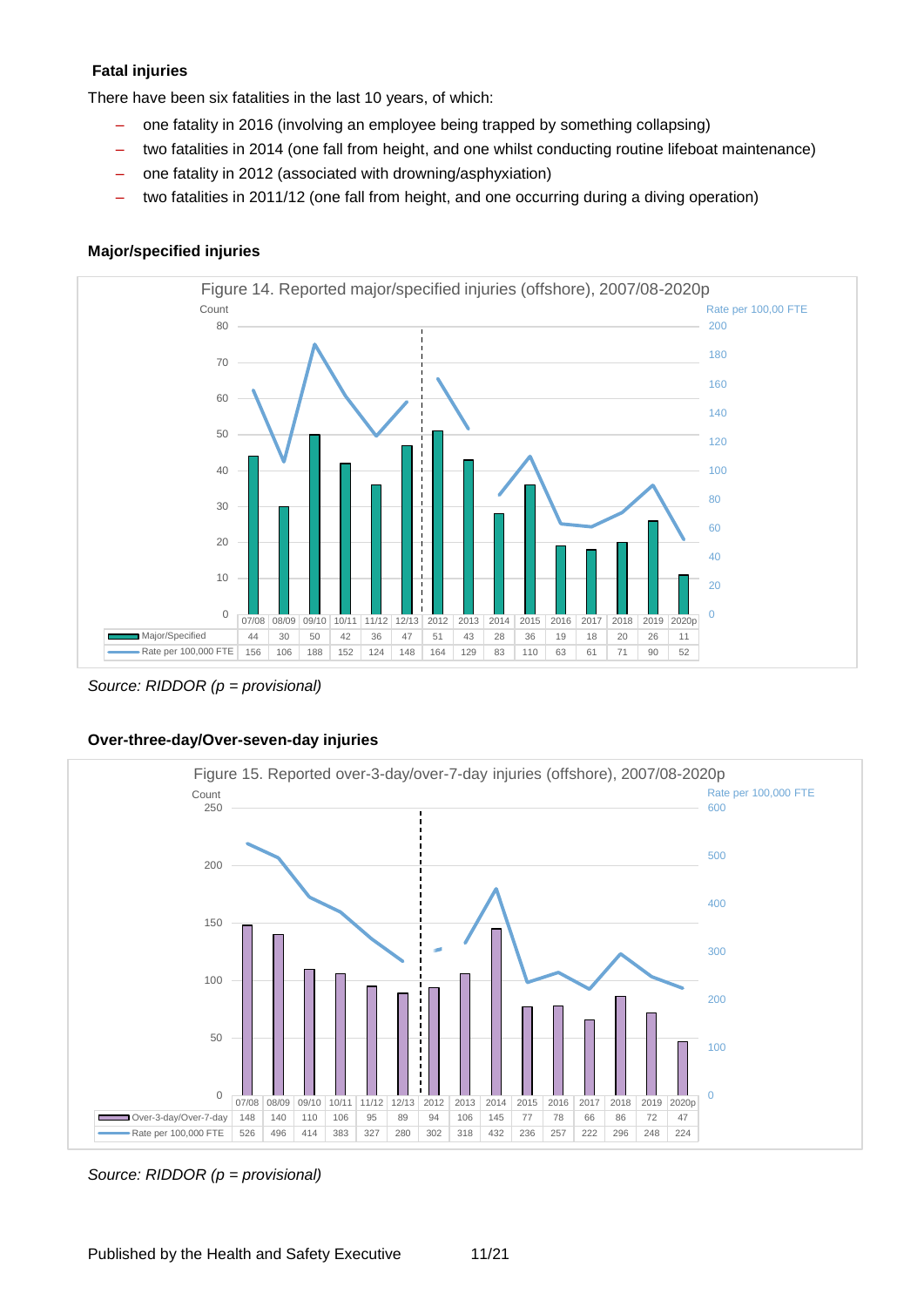**Fatal injuries**

There have been six fatalities in the last 10 years, of which:

- one fatality in 2016 (involving an employee being trapped by something collapsing)
- two fatalities in 2014 (one fall from height, and one whilst conducting routine lifeboat maintenance)
- one fatality in 2012 (associated with drowning/asphyxiation)
- two fatalities in 2011/12 (one fall from height, and one occurring during a diving operation)

**Major/specified injuries**

Figure 14. Reported major/specified injuries (offshore), 2007/08-2020p

| | 07/08 | 08/09 | 09/10 | 10/11 | 11/12 | 12/13 | 2012 | 2013 | 2014 | 2015 | 2016 | 2017 | 2018 | 2019 | 2020p |
|---|---|---|---|---|---|---|---|---|---|---|---|---|---|---|---|
| Major/Specified | 44 | 30 | 50 | 42 | 36 | 47 | 51 | 43 | 28 | 36 | 19 | 18 | 20 | 26 | 11 |
| Rate per 100,000 FTE | 156 | 106 | 188 | 152 | 124 | 148 | 164 | 129 | 83 | 110 | 63 | 61 | 71 | 90 | 52 |

*Source: RIDDOR (p = provisional)*

**Over-three-day/Over-seven-day injuries**

Figure 15. Reported over-3-day/over-7-day injuries (offshore), 2007/08-2020p

| | 07/08 | 08/09 | 09/10 | 10/11 | 11/12 | 12/13 | 2012 | 2013 | 2014 | 2015 | 2016 | 2017 | 2018 | 2019 | 2020p |
|---|---|---|---|---|---|---|---|---|---|---|---|---|---|---|---|
| Over-3-day/Over-7-day | 148 | 140 | 110 | 106 | 95 | 89 | 94 | 106 | 145 | 77 | 78 | 66 | 86 | 72 | 47 |
| Rate per 100,000 FTE | 526 | 496 | 414 | 383 | 327 | 280 | 302 | 318 | 432 | 236 | 257 | 222 | 296 | 248 | 224 |

*Source: RIDDOR (p = provisional)*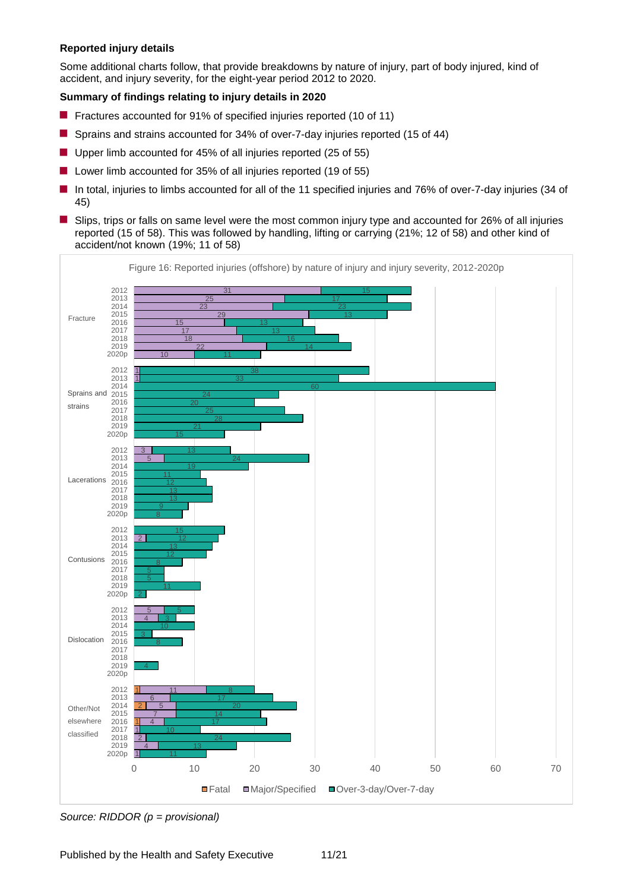### Reported injury details

Some additional charts follow, that provide breakdowns by nature of injury, part of body injured, kind of accident, and injury severity, for the eight-year period 2012 to 2020.

### Summary of findings relating to injury details in 2020

- Fractures accounted for 91% of specified injuries reported (10 of 11)
- Sprains and strains accounted for 34% of over-7-day injuries reported (15 of 44)
- Upper limb accounted for 45% of all injuries reported (25 of 55)
- Lower limb accounted for 35% of all injuries reported (19 of 55)
- In total, injuries to limbs accounted for all of the 11 specified injuries and 76% of over-7-day injuries (34 of 45)
- Slips, trips or falls on same level were the most common injury type and accounted for 26% of all injuries reported (15 of 58). This was followed by handling, lifting or carrying (21%; 12 of 58) and other kind of accident/not known (19%; 11 of 58)

Figure 16: Reported injuries (offshore) by nature of injury and injury severity, 2012-2020p

| Nature of injury | Year | Fatal | Major/Specified | Over-3-day/Over-7-day |
|---|---|---|---|---|
| Fracture | 2012 | | 31 | 15 |
| | 2013 | | 25 | 17 |
| | 2014 | | 23 | 23 |
| | 2015 | | 29 | 13 |
| | 2016 | | 15 | 13 |
| | 2017 | | 17 | 13 |
| | 2018 | | 18 | 16 |
| | 2019 | | 22 | 14 |
| | 2020p | | 10 | 11 |
| Sprains and strains | 2012 | | 1 | 38 |
| | 2013 | | 1 | 33 |
| | 2014 | | | 60 |
| | 2015 | | | 24 |
| | 2016 | | | 20 |
| | 2017 | | | 25 |
| | 2018 | | | 28 |
| | 2019 | | | 21 |
| | 2020p | | | 15 |
| Lacerations | 2012 | | 3 | 13 |
| | 2013 | | 5 | 24 |
| | 2014 | | | 19 |
| | 2015 | | | 11 |
| | 2016 | | | 12 |
| | 2017 | | | 13 |
| | 2018 | | | 13 |
| | 2019 | | | 9 |
| | 2020p | | | 8 |
| Contusions | 2012 | | | 15 |
| | 2013 | | 2 | 12 |
| | 2014 | | | 13 |
| | 2015 | | | 12 |
| | 2016 | | | 8 |
| | 2017 | | | 5 |
| | 2018 | | | 5 |
| | 2019 | | | 11 |
| | 2020p | | | 2 |
| Dislocation | 2012 | | 5 | 5 |
| | 2013 | | 4 | 3 |
| | 2014 | | | 10 |
| | 2015 | | | 3 |
| | 2016 | | | 8 |
| | 2017 | | | |
| | 2018 | | | |
| | 2019 | | | 4 |
| | 2020p | | | |
| Other/Not elsewhere classified | 2012 | 1 | 11 | 8 |
| | 2013 | | 6 | 17 |
| | 2014 | 2 | 5 | 20 |
| | 2015 | | 7 | 14 |
| | 2016 | 1 | 4 | 17 |
| | 2017 | | 1 | 10 |
| | 2018 | | 2 | 24 |
| | 2019 | | 4 | 13 |
| | 2020p | | 1 | 11 |

*Source: RIDDOR (p = provisional)*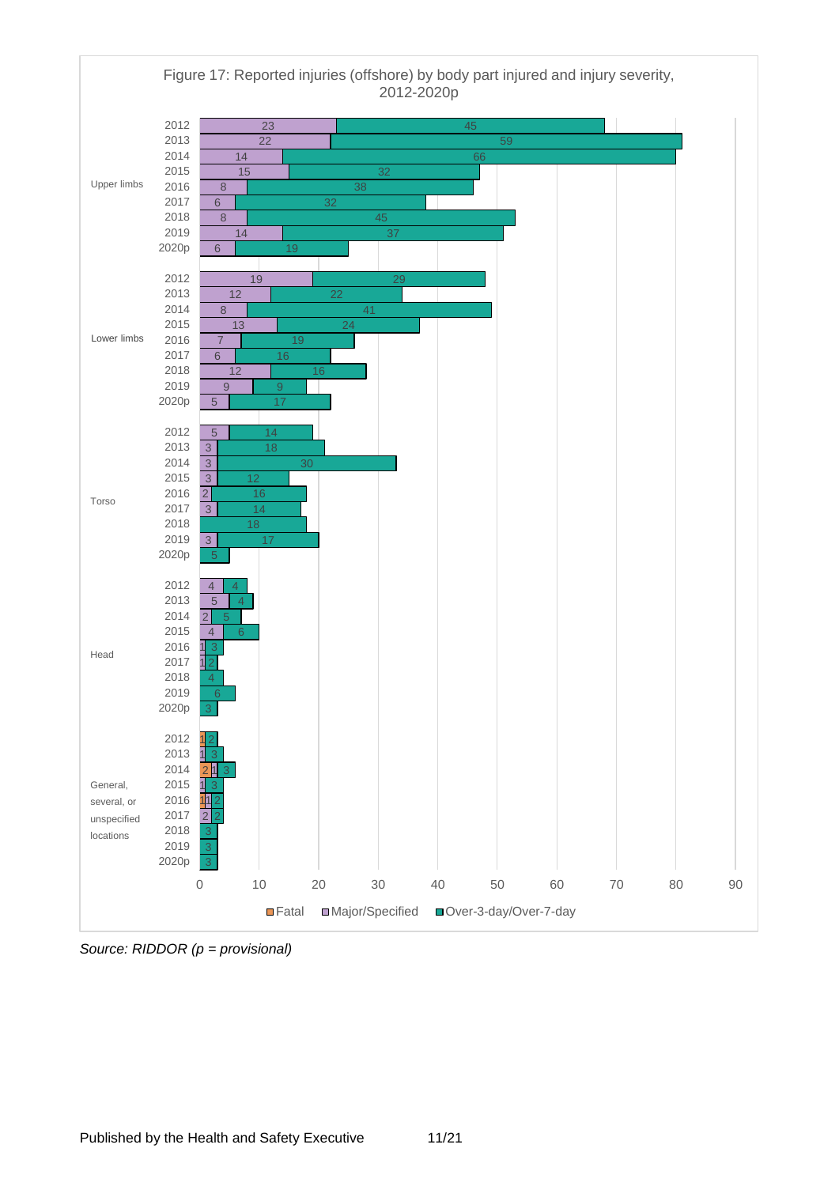Figure 17: Reported injuries (offshore) by body part injured and injury severity, 2012-2020p

| Body part | Year | Fatal | Major/Specified | Over-3-day/Over-7-day |
|---|---|---|---|---|
| Upper limbs | 2012 | | 23 | 45 |
| | 2013 | | 22 | 59 |
| | 2014 | | 14 | 66 |
| | 2015 | | 15 | 32 |
| | 2016 | | 8 | 38 |
| | 2017 | | 6 | 32 |
| | 2018 | | 8 | 45 |
| | 2019 | | 14 | 37 |
| | 2020p | | 6 | 19 |
| Lower limbs | 2012 | | 19 | 29 |
| | 2013 | | 12 | 22 |
| | 2014 | | 8 | 41 |
| | 2015 | | 13 | 24 |
| | 2016 | | 7 | 19 |
| | 2017 | | 6 | 16 |
| | 2018 | | 12 | 16 |
| | 2019 | | 9 | 9 |
| | 2020p | | 5 | 17 |
| Torso | 2012 | | 5 | 14 |
| | 2013 | | 3 | 18 |
| | 2014 | | 3 | 30 |
| | 2015 | | 3 | 12 |
| | 2016 | | 2 | 16 |
| | 2017 | | 3 | 14 |
| | 2018 | | | 18 |
| | 2019 | | 3 | 17 |
| | 2020p | | | 5 |
| Head | 2012 | | 4 | 4 |
| | 2013 | | 5 | 4 |
| | 2014 | | 2 | 5 |
| | 2015 | | 4 | 6 |
| | 2016 | | 1 | 3 |
| | 2017 | | 1 | 2 |
| | 2018 | | | 4 |
| | 2019 | | | 6 |
| | 2020p | | | 3 |
| General, several, or unspecified locations | 2012 | 1 | | 2 |
| | 2013 | | 1 | 3 |
| | 2014 | 2 | 1 | 3 |
| | 2015 | | 1 | 3 |
| | 2016 | 1 | 1 | 2 |
| | 2017 | | 2 | 2 |
| | 2018 | | | 3 |
| | 2019 | | | 3 |
| | 2020p | | | 3 |

*Source: RIDDOR (p = provisional)*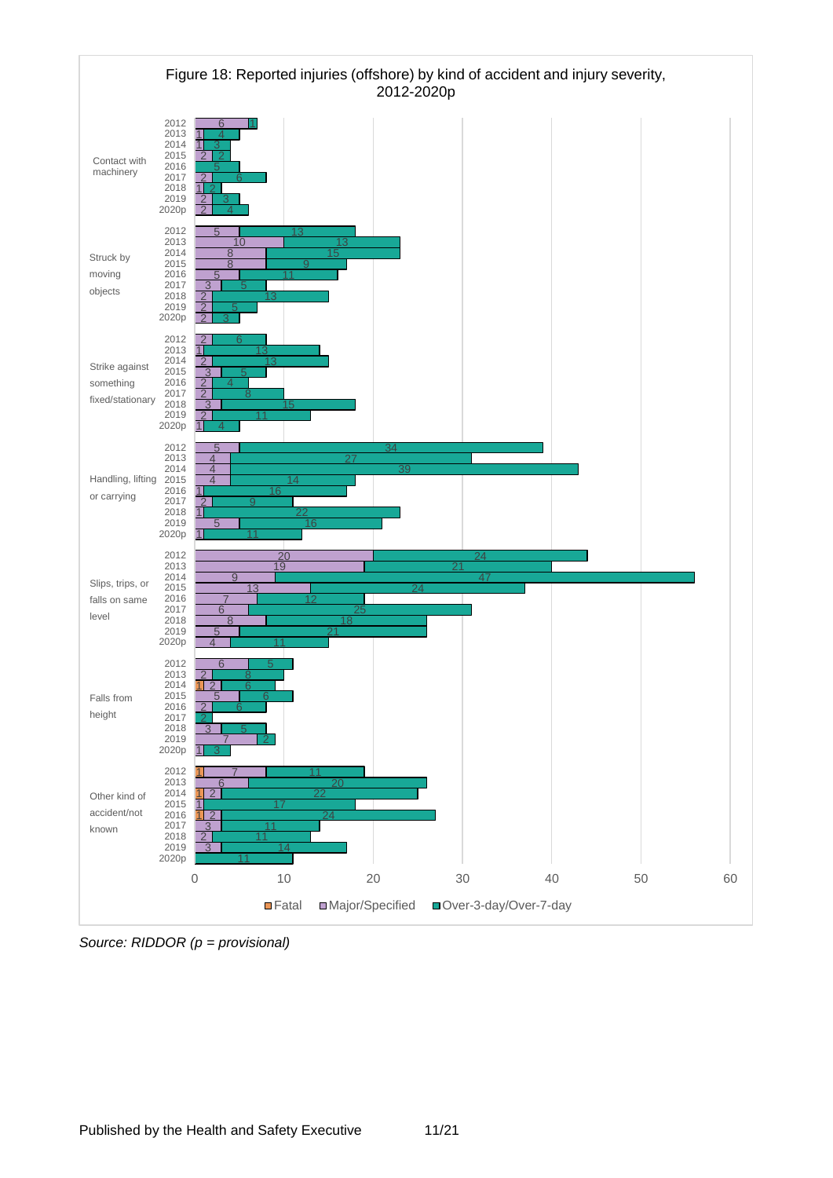Figure 18: Reported injuries (offshore) by kind of accident and injury severity, 2012-2020p

| Kind of accident | Year | Fatal | Major/Specified | Over-3-day/Over-7-day |
|---|---|---|---|---|
| Contact with machinery | 2012 | | 6 | 1 |
| | 2013 | | 1 | 4 |
| | 2014 | | 1 | 3 |
| | 2015 | | 2 | 2 |
| | 2016 | | | 5 |
| | 2017 | | 2 | 6 |
| | 2018 | | 1 | 2 |
| | 2019 | | 2 | 3 |
| | 2020p | | 2 | 4 |
| Struck by moving objects | 2012 | | 5 | 13 |
| | 2013 | | 10 | 13 |
| | 2014 | | 8 | 15 |
| | 2015 | | 8 | 9 |
| | 2016 | | 5 | 11 |
| | 2017 | | 3 | 5 |
| | 2018 | | 2 | 13 |
| | 2019 | | 2 | 5 |
| | 2020p | | 2 | 3 |
| Strike against something fixed/stationary | 2012 | | 2 | 6 |
| | 2013 | | 1 | 13 |
| | 2014 | | 2 | 13 |
| | 2015 | | 3 | 5 |
| | 2016 | | 2 | 4 |
| | 2017 | | 2 | 8 |
| | 2018 | | 3 | 15 |
| | 2019 | | 2 | 11 |
| | 2020p | | 1 | 4 |
| Handling, lifting or carrying | 2012 | | 5 | 34 |
| | 2013 | | 4 | 27 |
| | 2014 | | 4 | 39 |
| | 2015 | | 4 | 14 |
| | 2016 | | 1 | 16 |
| | 2017 | | 2 | 9 |
| | 2018 | | 1 | 22 |
| | 2019 | | 5 | 16 |
| | 2020p | | 1 | 11 |
| Slips, trips, or falls on same level | 2012 | | 20 | 24 |
| | 2013 | | 19 | 21 |
| | 2014 | | 9 | 47 |
| | 2015 | | 13 | 24 |
| | 2016 | | 7 | 12 |
| | 2017 | | 6 | 25 |
| | 2018 | | 8 | 18 |
| | 2019 | | 5 | 21 |
| | 2020p | | 4 | 11 |
| Falls from height | 2012 | | 6 | 5 |
| | 2013 | | 2 | 8 |
| | 2014 | 1 | 2 | 6 |
| | 2015 | | 5 | 6 |
| | 2016 | | 2 | 6 |
| | 2017 | | | 2 |
| | 2018 | | 3 | 5 |
| | 2019 | | 7 | 2 |
| | 2020p | | 1 | 3 |
| Other kind of accident/not known | 2012 | 1 | 7 | 11 |
| | 2013 | | 6 | 20 |
| | 2014 | 1 | 2 | 22 |
| | 2015 | | 1 | 17 |
| | 2016 | 1 | 2 | 24 |
| | 2017 | | 3 | 11 |
| | 2018 | | 2 | 11 |
| | 2019 | | 3 | 14 |
| | 2020p | | | 11 |

*Source: RIDDOR (p = provisional)*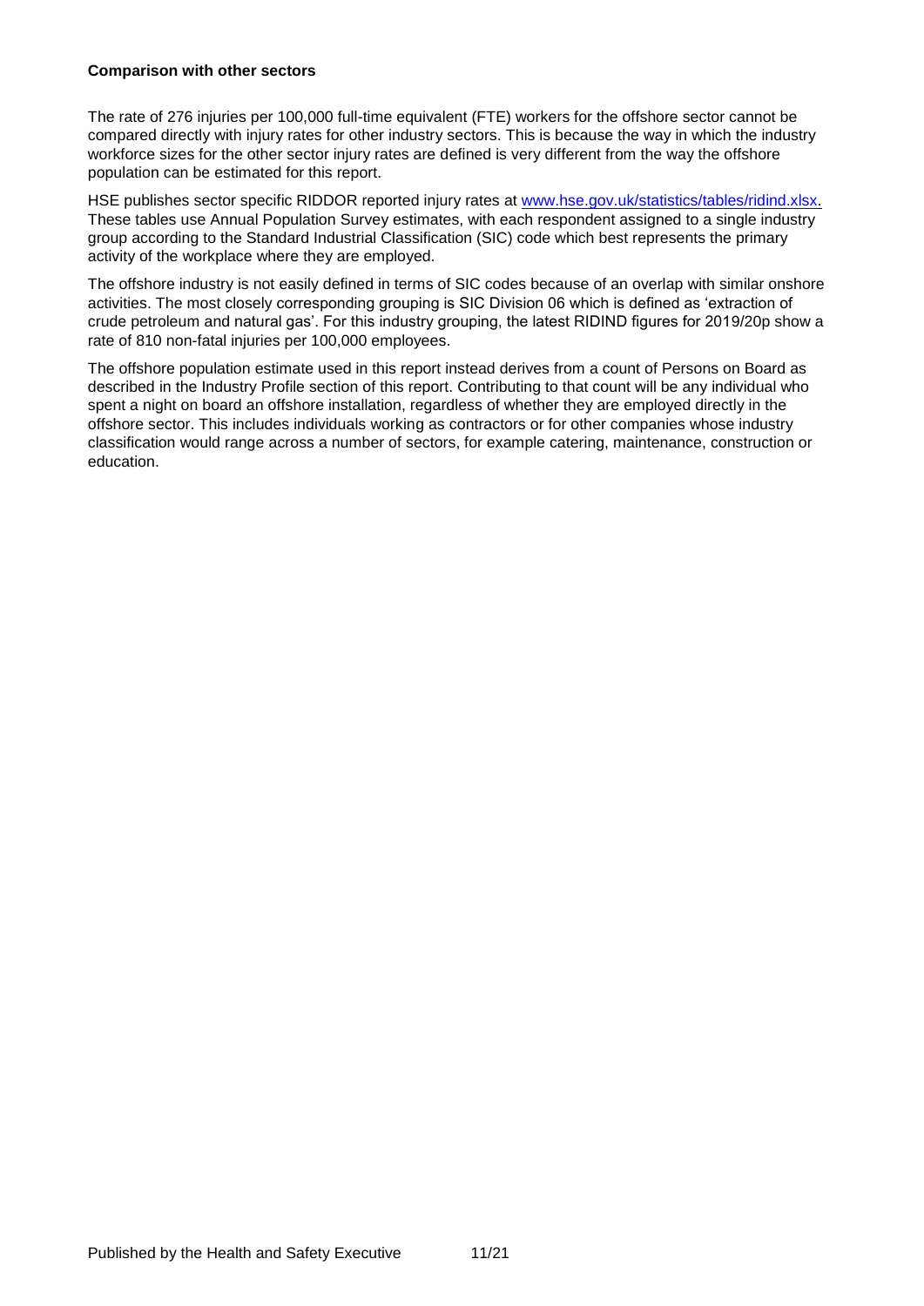**Comparison with other sectors**

The rate of 276 injuries per 100,000 full-time equivalent (FTE) workers for the offshore sector cannot be compared directly with injury rates for other industry sectors. This is because the way in which the industry workforce sizes for the other sector injury rates are defined is very different from the way the offshore population can be estimated for this report.

HSE publishes sector specific RIDDOR reported injury rates at [www.hse.gov.uk/statistics/tables/ridind.xlsx](www.hse.gov.uk/statistics/tables/ridind.xlsx). These tables use Annual Population Survey estimates, with each respondent assigned to a single industry group according to the Standard Industrial Classification (SIC) code which best represents the primary activity of the workplace where they are employed.

The offshore industry is not easily defined in terms of SIC codes because of an overlap with similar onshore activities. The most closely corresponding grouping is SIC Division 06 which is defined as 'extraction of crude petroleum and natural gas'. For this industry grouping, the latest RIDIND figures for 2019/20p show a rate of 810 non-fatal injuries per 100,000 employees.

The offshore population estimate used in this report instead derives from a count of Persons on Board as described in the Industry Profile section of this report. Contributing to that count will be any individual who spent a night on board an offshore installation, regardless of whether they are employed directly in the offshore sector. This includes individuals working as contractors or for other companies whose industry classification would range across a number of sectors, for example catering, maintenance, construction or education.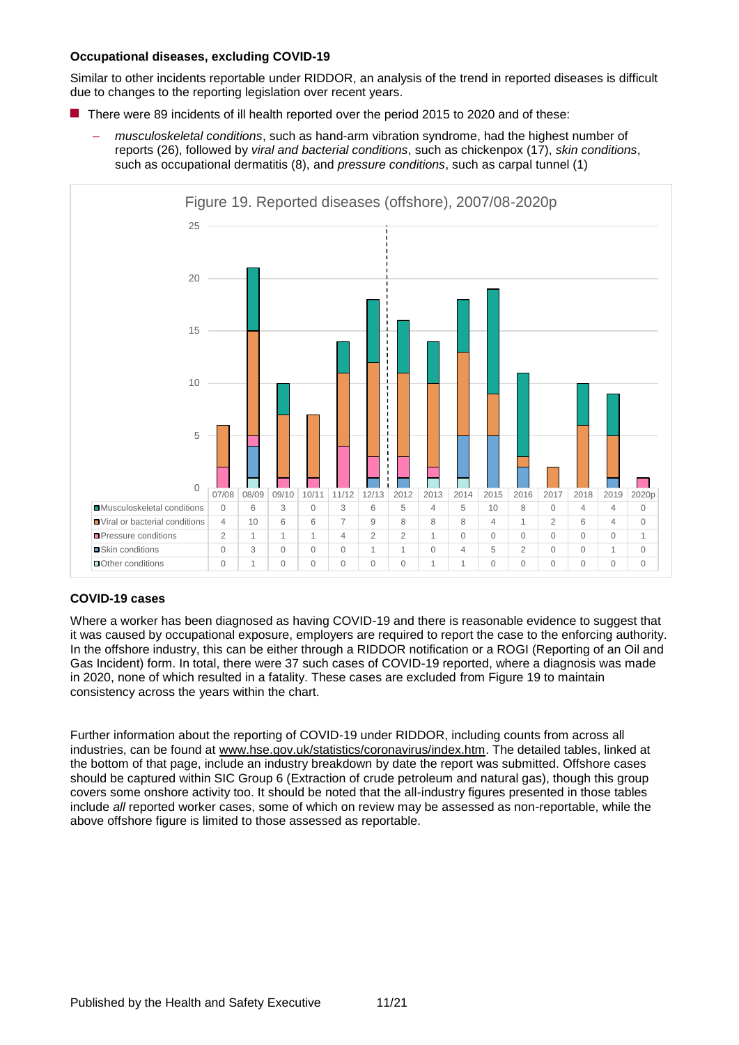**Occupational diseases, excluding COVID-19**

Similar to other incidents reportable under RIDDOR, an analysis of the trend in reported diseases is difficult due to changes to the reporting legislation over recent years.

- There were 89 incidents of ill health reported over the period 2015 to 2020 and of these:
  - *musculoskeletal conditions*, such as hand-arm vibration syndrome, had the highest number of reports (26), followed by *viral and bacterial conditions*, such as chickenpox (17), *skin conditions*, such as occupational dermatitis (8), and *pressure conditions*, such as carpal tunnel (1)

Figure 19. Reported diseases (offshore), 2007/08-2020p

| | 07/08 | 08/09 | 09/10 | 10/11 | 11/12 | 12/13 | 2012 | 2013 | 2014 | 2015 | 2016 | 2017 | 2018 | 2019 | 2020p |
|---|---|---|---|---|---|---|---|---|---|---|---|---|---|---|---|
| Musculoskeletal conditions | 0 | 6 | 3 | 0 | 3 | 6 | 5 | 4 | 5 | 10 | 8 | 0 | 4 | 4 | 0 |
| Viral or bacterial conditions | 4 | 10 | 6 | 6 | 7 | 9 | 8 | 8 | 8 | 4 | 1 | 2 | 6 | 4 | 0 |
| Pressure conditions | 2 | 1 | 1 | 1 | 4 | 2 | 2 | 1 | 0 | 0 | 0 | 0 | 0 | 0 | 1 |
| Skin conditions | 0 | 3 | 0 | 0 | 0 | 1 | 1 | 0 | 4 | 5 | 2 | 0 | 0 | 1 | 0 |
| Other conditions | 0 | 1 | 0 | 0 | 0 | 0 | 0 | 1 | 1 | 0 | 0 | 0 | 0 | 0 | 0 |

**COVID-19 cases**

Where a worker has been diagnosed as having COVID-19 and there is reasonable evidence to suggest that it was caused by occupational exposure, employers are required to report the case to the enforcing authority. In the offshore industry, this can be either through a RIDDOR notification or a ROGI (Reporting of an Oil and Gas Incident) form. In total, there were 37 such cases of COVID-19 reported, where a diagnosis was made in 2020, none of which resulted in a fatality. These cases are excluded from Figure 19 to maintain consistency across the years within the chart.

Further information about the reporting of COVID-19 under RIDDOR, including counts from across all industries, can be found at www.hse.gov.uk/statistics/coronavirus/index.htm. The detailed tables, linked at the bottom of that page, include an industry breakdown by date the report was submitted. Offshore cases should be captured within SIC Group 6 (Extraction of crude petroleum and natural gas), though this group covers some onshore activity too. It should be noted that the all-industry figures presented in those tables include *all* reported worker cases, some of which on review may be assessed as non-reportable, while the above offshore figure is limited to those assessed as reportable.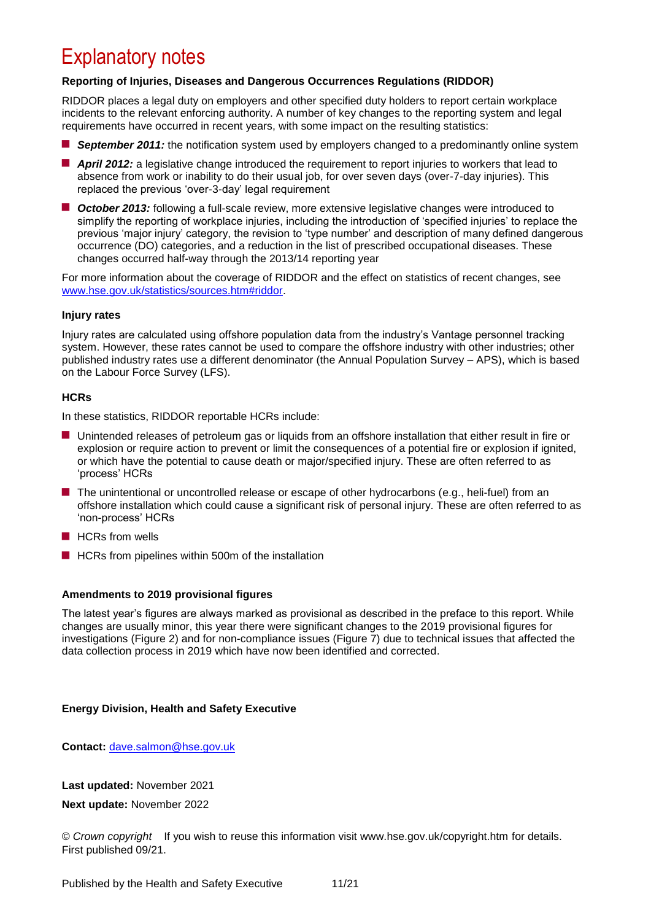# Explanatory notes

**Reporting of Injuries, Diseases and Dangerous Occurrences Regulations (RIDDOR)**

RIDDOR places a legal duty on employers and other specified duty holders to report certain workplace incidents to the relevant enforcing authority. A number of key changes to the reporting system and legal requirements have occurred in recent years, with some impact on the resulting statistics:

- ***September 2011:*** the notification system used by employers changed to a predominantly online system
- ***April 2012:*** a legislative change introduced the requirement to report injuries to workers that lead to absence from work or inability to do their usual job, for over seven days (over-7-day injuries). This replaced the previous 'over-3-day' legal requirement
- ***October 2013:*** following a full-scale review, more extensive legislative changes were introduced to simplify the reporting of workplace injuries, including the introduction of 'specified injuries' to replace the previous 'major injury' category, the revision to 'type number' and description of many defined dangerous occurrence (DO) categories, and a reduction in the list of prescribed occupational diseases. These changes occurred half-way through the 2013/14 reporting year

For more information about the coverage of RIDDOR and the effect on statistics of recent changes, see [www.hse.gov.uk/statistics/sources.htm#riddor](www.hse.gov.uk/statistics/sources.htm#riddor).

**Injury rates**

Injury rates are calculated using offshore population data from the industry's Vantage personnel tracking system. However, these rates cannot be used to compare the offshore industry with other industries; other published industry rates use a different denominator (the Annual Population Survey – APS), which is based on the Labour Force Survey (LFS).

**HCRs**

In these statistics, RIDDOR reportable HCRs include:

- Unintended releases of petroleum gas or liquids from an offshore installation that either result in fire or explosion or require action to prevent or limit the consequences of a potential fire or explosion if ignited, or which have the potential to cause death or major/specified injury. These are often referred to as 'process' HCRs
- The unintentional or uncontrolled release or escape of other hydrocarbons (e.g., heli-fuel) from an offshore installation which could cause a significant risk of personal injury. These are often referred to as 'non-process' HCRs
- HCRs from wells
- HCRs from pipelines within 500m of the installation

**Amendments to 2019 provisional figures**

The latest year's figures are always marked as provisional as described in the preface to this report. While changes are usually minor, this year there were significant changes to the 2019 provisional figures for investigations (Figure 2) and for non-compliance issues (Figure 7) due to technical issues that affected the data collection process in 2019 which have now been identified and corrected.

**Energy Division, Health and Safety Executive**

**Contact:** [dave.salmon@hse.gov.uk](mailto:dave.salmon@hse.gov.uk)

**Last updated:** November 2021

**Next update:** November 2022

© *Crown copyright* If you wish to reuse this information visit www.hse.gov.uk/copyright.htm for details. First published 09/21.

Published by the Health and Safety Executive 11/21